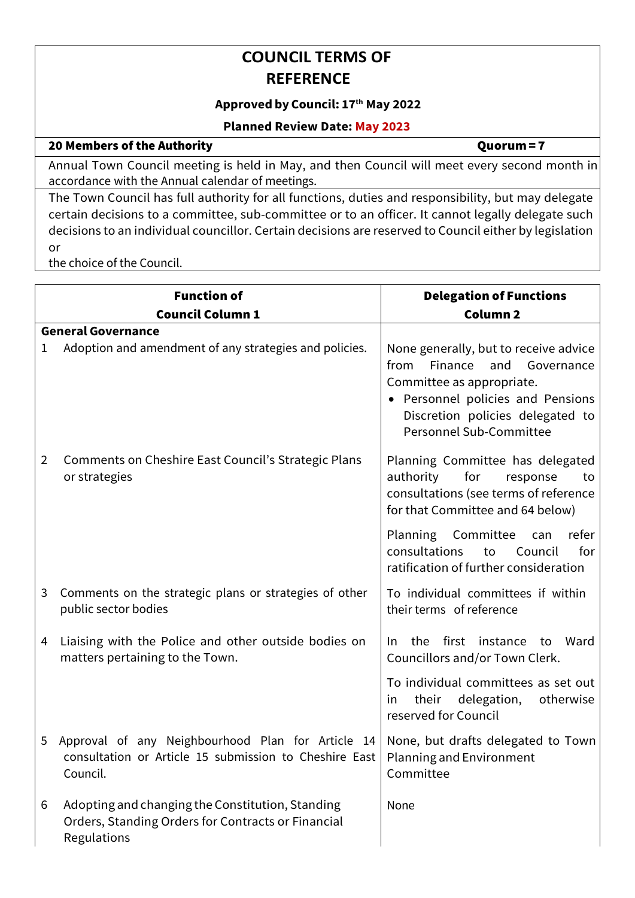# COUNCIL TERMS OF REFERENCE

**Approved by Council: 17th May 2022**

**Planned Review Date: May 2023**

| **20 Members of the Authority** | **Quorum = 7** |
|---|---|

Annual Town Council meeting is held in May, and then Council will meet every second month in accordance with the Annual calendar of meetings.

The Town Council has full authority for all functions, duties and responsibility, but may delegate certain decisions to a committee, sub-committee or to an officer. It cannot legally delegate such decisions to an individual councillor. Certain decisions are reserved to Council either by legislation or the choice of the Council.

| **Function of Council Column 1** | **Delegation of Functions Column 2** |
|---|---|
| **General Governance** | |
| 1 Adoption and amendment of any strategies and policies. | None generally, but to receive advice from Finance and Governance Committee as appropriate.<br>• Personnel policies and Pensions Discretion policies delegated to Personnel Sub-Committee |
| 2 Comments on Cheshire East Council's Strategic Plans or strategies | Planning Committee has delegated authority for response to consultations (see terms of reference for that Committee and 64 below)<br><br>Planning Committee can refer consultations to Council for ratification of further consideration |
| 3 Comments on the strategic plans or strategies of other public sector bodies | To individual committees if within their terms of reference |
| 4 Liaising with the Police and other outside bodies on matters pertaining to the Town. | In the first instance to Ward Councillors and/or Town Clerk.<br><br>To individual committees as set out in their delegation, otherwise reserved for Council |
| 5 Approval of any Neighbourhood Plan for Article 14 consultation or Article 15 submission to Cheshire East Council. | None, but drafts delegated to Town Planning and Environment Committee |
| 6 Adopting and changing the Constitution, Standing Orders, Standing Orders for Contracts or Financial Regulations | None |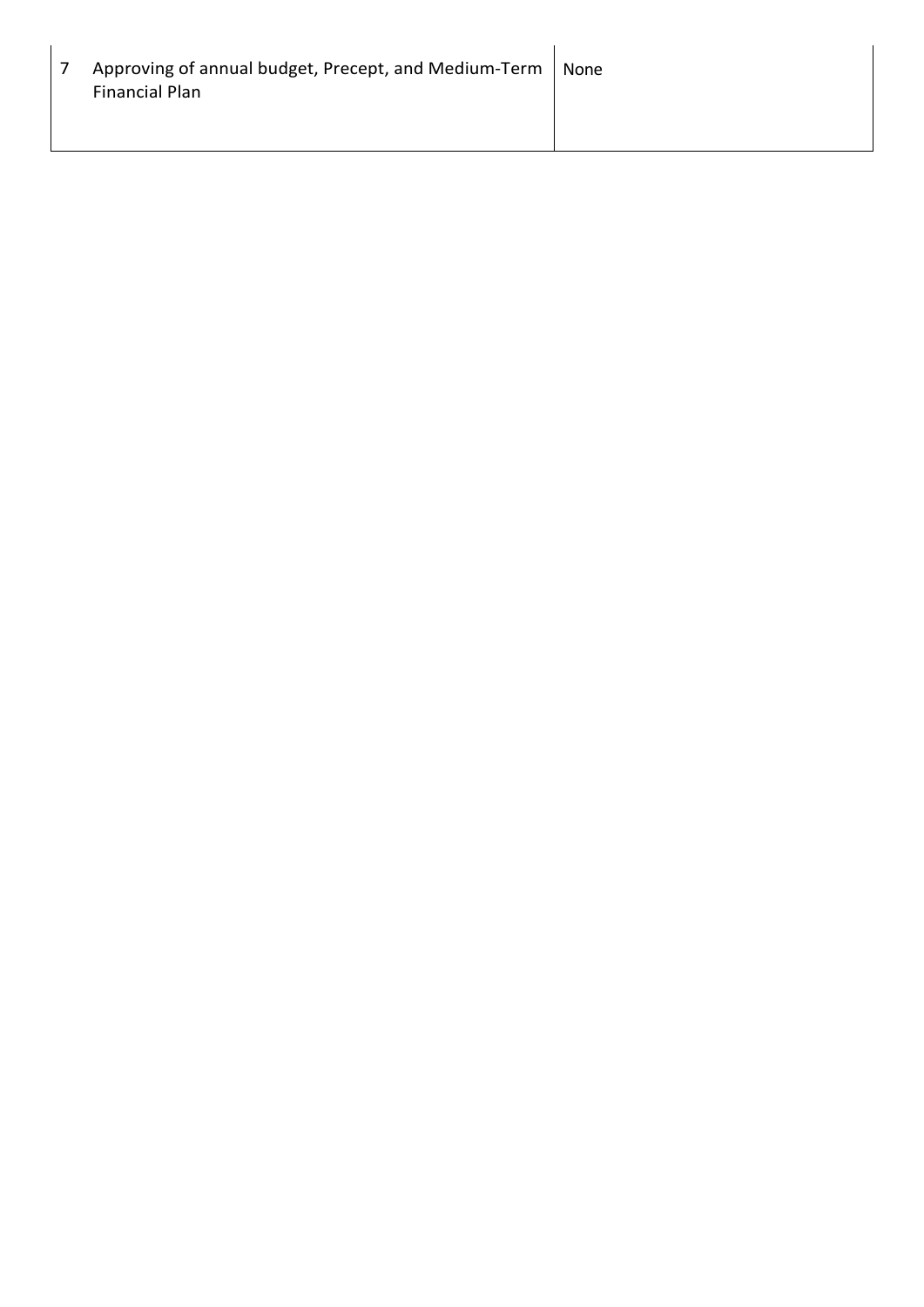| | | |
|---|---|---|
| 7 | Approving of annual budget, Precept, and Medium-Term Financial Plan | None |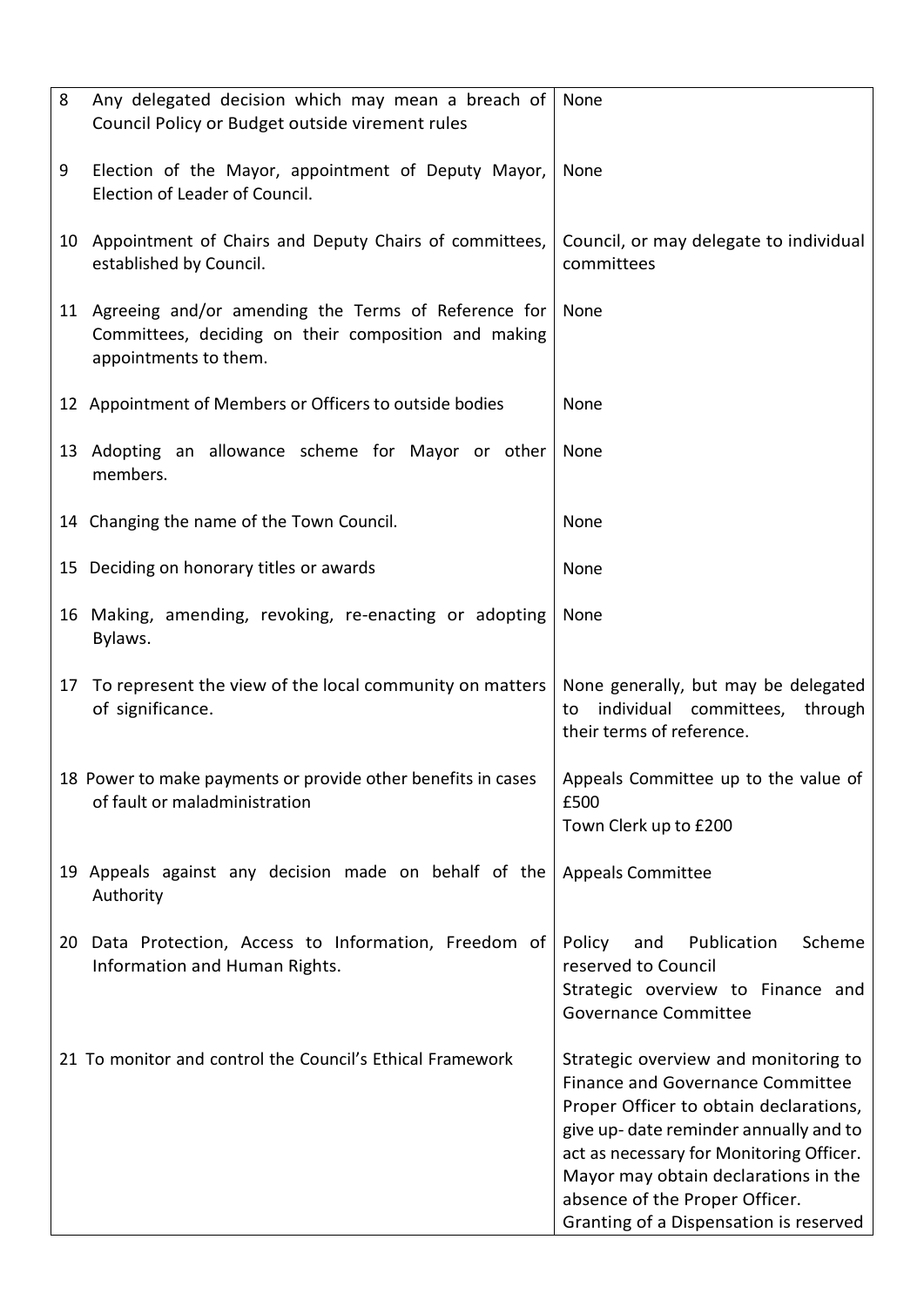| | | |
|---|---|---|
| 8 | Any delegated decision which may mean a breach of Council Policy or Budget outside virement rules | None |
| 9 | Election of the Mayor, appointment of Deputy Mayor, Election of Leader of Council. | None |
| 10 | Appointment of Chairs and Deputy Chairs of committees, established by Council. | Council, or may delegate to individual committees |
| 11 | Agreeing and/or amending the Terms of Reference for Committees, deciding on their composition and making appointments to them. | None |
| 12 | Appointment of Members or Officers to outside bodies | None |
| 13 | Adopting an allowance scheme for Mayor or other members. | None |
| 14 | Changing the name of the Town Council. | None |
| 15 | Deciding on honorary titles or awards | None |
| 16 | Making, amending, revoking, re-enacting or adopting Bylaws. | None |
| 17 | To represent the view of the local community on matters of significance. | None generally, but may be delegated to individual committees, through their terms of reference. |
| 18 | Power to make payments or provide other benefits in cases of fault or maladministration | Appeals Committee up to the value of £500<br>Town Clerk up to £200 |
| 19 | Appeals against any decision made on behalf of the Authority | Appeals Committee |
| 20 | Data Protection, Access to Information, Freedom of Information and Human Rights. | Policy and Publication Scheme reserved to Council<br>Strategic overview to Finance and Governance Committee |
| 21 | To monitor and control the Council's Ethical Framework | Strategic overview and monitoring to Finance and Governance Committee<br>Proper Officer to obtain declarations, give up- date reminder annually and to act as necessary for Monitoring Officer.<br>Mayor may obtain declarations in the absence of the Proper Officer.<br>Granting of a Dispensation is reserved |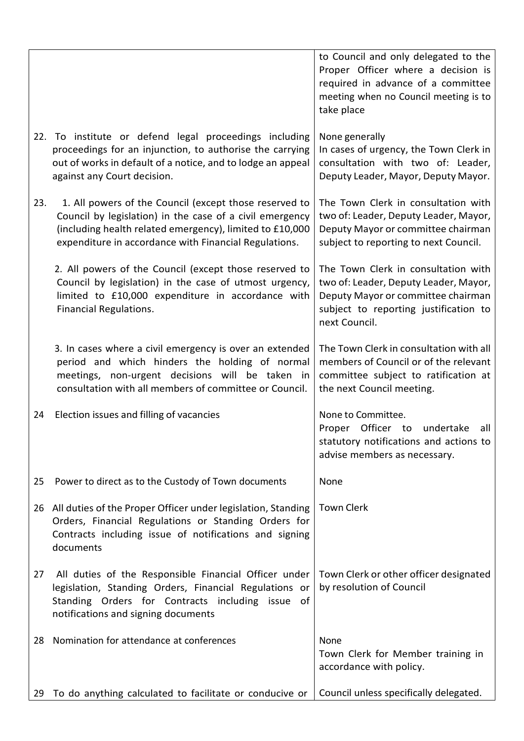| | | |
|---|---|---|
| | | to Council and only delegated to the Proper Officer where a decision is required in advance of a committee meeting when no Council meeting is to take place |
| 22. | To institute or defend legal proceedings including proceedings for an injunction, to authorise the carrying out of works in default of a notice, and to lodge an appeal against any Court decision. | None generally<br>In cases of urgency, the Town Clerk in consultation with two of: Leader, Deputy Leader, Mayor, Deputy Mayor. |
| 23. | 1. All powers of the Council (except those reserved to Council by legislation) in the case of a civil emergency (including health related emergency), limited to £10,000 expenditure in accordance with Financial Regulations. | The Town Clerk in consultation with two of: Leader, Deputy Leader, Mayor, Deputy Mayor or committee chairman subject to reporting to next Council. |
| | 2. All powers of the Council (except those reserved to Council by legislation) in the case of utmost urgency, limited to £10,000 expenditure in accordance with Financial Regulations. | The Town Clerk in consultation with two of: Leader, Deputy Leader, Mayor, Deputy Mayor or committee chairman subject to reporting justification to next Council. |
| | 3. In cases where a civil emergency is over an extended period and which hinders the holding of normal meetings, non-urgent decisions will be taken in consultation with all members of committee or Council. | The Town Clerk in consultation with all members of Council or of the relevant committee subject to ratification at the next Council meeting. |
| 24 | Election issues and filling of vacancies | None to Committee.<br>Proper Officer to undertake all statutory notifications and actions to advise members as necessary. |
| 25 | Power to direct as to the Custody of Town documents | None |
| 26 | All duties of the Proper Officer under legislation, Standing Orders, Financial Regulations or Standing Orders for Contracts including issue of notifications and signing documents | Town Clerk |
| 27 | All duties of the Responsible Financial Officer under legislation, Standing Orders, Financial Regulations or Standing Orders for Contracts including issue of notifications and signing documents | Town Clerk or other officer designated by resolution of Council |
| 28 | Nomination for attendance at conferences | None<br>Town Clerk for Member training in accordance with policy. |
| 29 | To do anything calculated to facilitate or conducive or | Council unless specifically delegated. |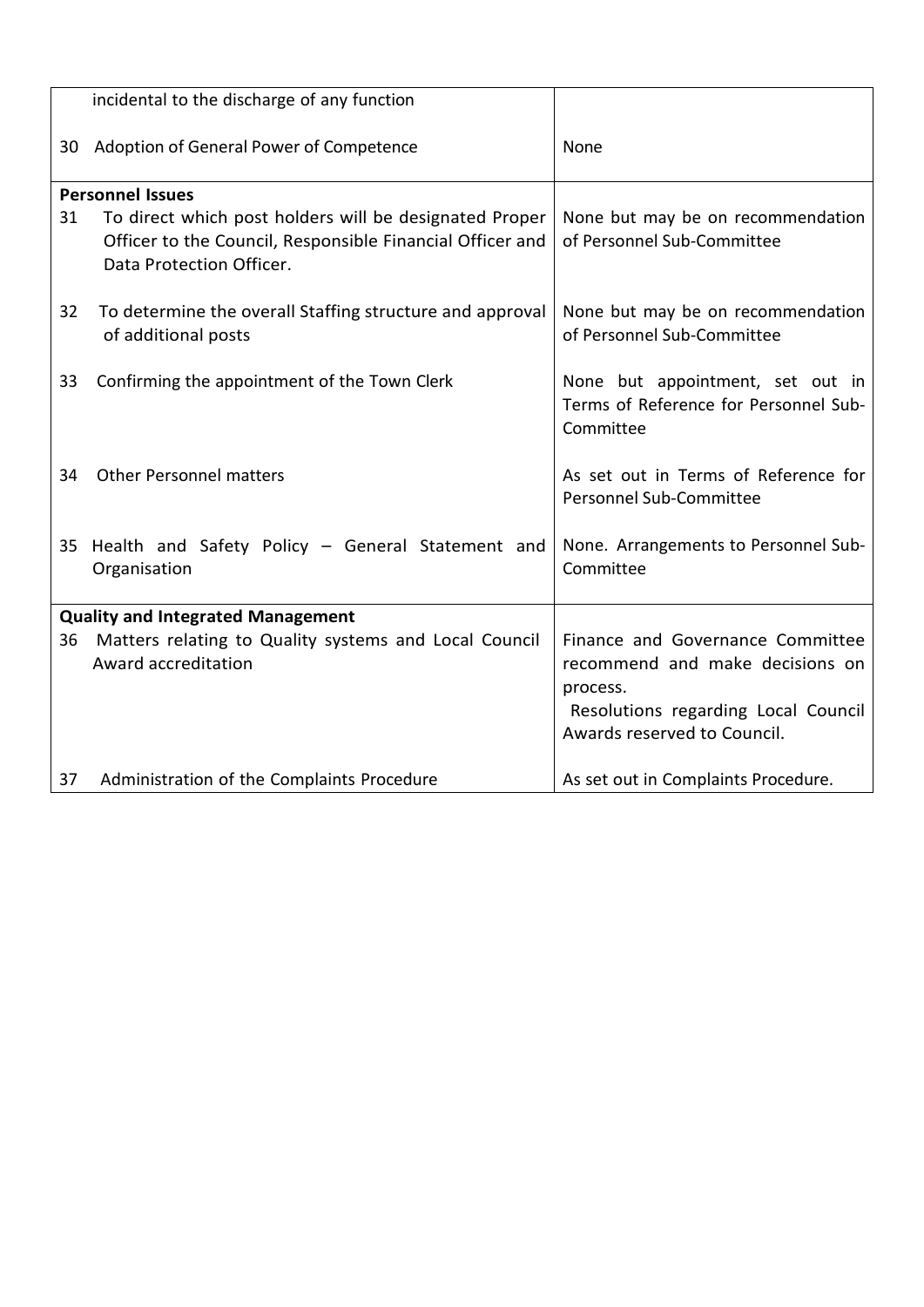| | |
|---|---|
| incidental to the discharge of any function | |
| 30 Adoption of General Power of Competence | None |
| **Personnel Issues** | |
| 31 To direct which post holders will be designated Proper Officer to the Council, Responsible Financial Officer and Data Protection Officer. | None but may be on recommendation of Personnel Sub-Committee |
| 32 To determine the overall Staffing structure and approval of additional posts | None but may be on recommendation of Personnel Sub-Committee |
| 33 Confirming the appointment of the Town Clerk | None but appointment, set out in Terms of Reference for Personnel Sub-Committee |
| 34 Other Personnel matters | As set out in Terms of Reference for Personnel Sub-Committee |
| 35 Health and Safety Policy – General Statement and Organisation | None. Arrangements to Personnel Sub-Committee |
| **Quality and Integrated Management** | |
| 36 Matters relating to Quality systems and Local Council Award accreditation | Finance and Governance Committee recommend and make decisions on process. Resolutions regarding Local Council Awards reserved to Council. |
| 37 Administration of the Complaints Procedure | As set out in Complaints Procedure. |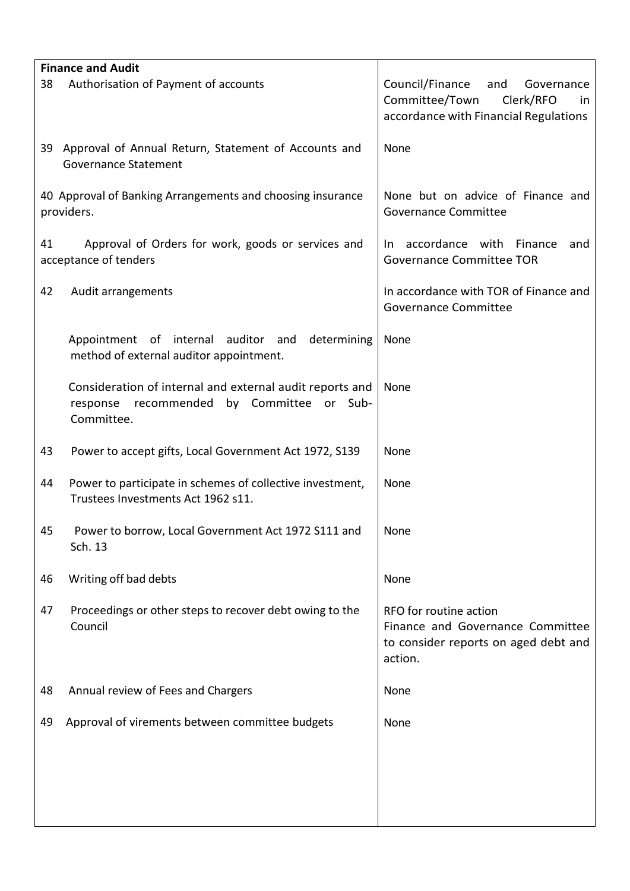| **Finance and Audit** | |
|---|---|
| 38 Authorisation of Payment of accounts | Council/Finance and Governance Committee/Town Clerk/RFO in accordance with Financial Regulations |
| 39 Approval of Annual Return, Statement of Accounts and Governance Statement | None |
| 40 Approval of Banking Arrangements and choosing insurance providers. | None but on advice of Finance and Governance Committee |
| 41 Approval of Orders for work, goods or services and acceptance of tenders | In accordance with Finance and Governance Committee TOR |
| 42 Audit arrangements | In accordance with TOR of Finance and Governance Committee |
| Appointment of internal auditor and determining method of external auditor appointment. | None |
| Consideration of internal and external audit reports and response recommended by Committee or Sub-Committee. | None |
| 43 Power to accept gifts, Local Government Act 1972, S139 | None |
| 44 Power to participate in schemes of collective investment, Trustees Investments Act 1962 s11. | None |
| 45 Power to borrow, Local Government Act 1972 S111 and Sch. 13 | None |
| 46 Writing off bad debts | None |
| 47 Proceedings or other steps to recover debt owing to the Council | RFO for routine action<br>Finance and Governance Committee to consider reports on aged debt and action. |
| 48 Annual review of Fees and Chargers | None |
| 49 Approval of virements between committee budgets | None |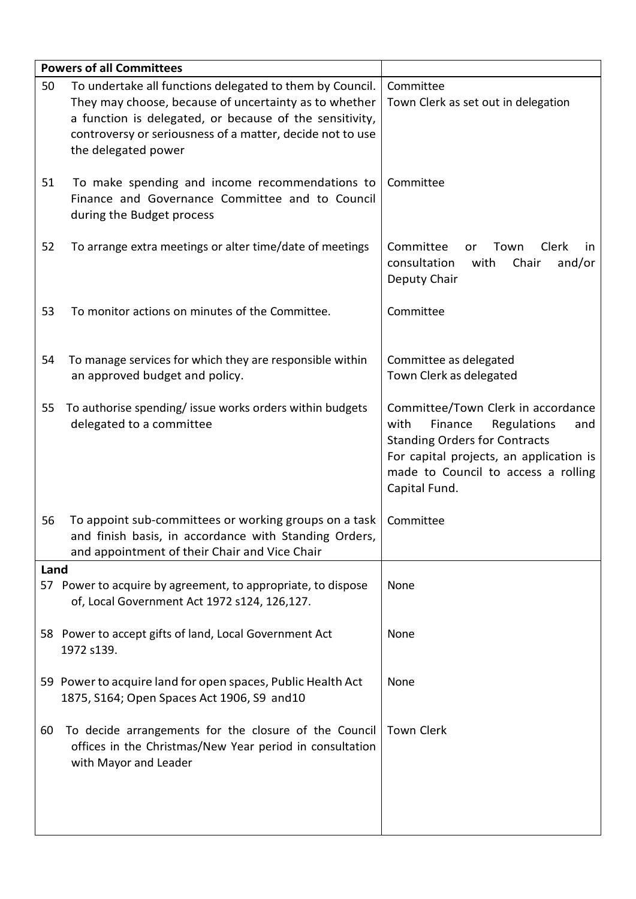| Powers of all Committees | |
|---|---|
| 50 To undertake all functions delegated to them by Council. They may choose, because of uncertainty as to whether a function is delegated, or because of the sensitivity, controversy or seriousness of a matter, decide not to use the delegated power | Committee<br>Town Clerk as set out in delegation |
| 51 To make spending and income recommendations to Finance and Governance Committee and to Council during the Budget process | Committee |
| 52 To arrange extra meetings or alter time/date of meetings | Committee or Town Clerk in consultation with Chair and/or Deputy Chair |
| 53 To monitor actions on minutes of the Committee. | Committee |
| 54 To manage services for which they are responsible within an approved budget and policy. | Committee as delegated<br>Town Clerk as delegated |
| 55 To authorise spending/ issue works orders within budgets delegated to a committee | Committee/Town Clerk in accordance with Finance Regulations and Standing Orders for Contracts<br>For capital projects, an application is made to Council to access a rolling Capital Fund. |
| 56 To appoint sub-committees or working groups on a task and finish basis, in accordance with Standing Orders, and appointment of their Chair and Vice Chair | Committee |
| **Land** | |
| 57 Power to acquire by agreement, to appropriate, to dispose of, Local Government Act 1972 s124, 126,127. | None |
| 58 Power to accept gifts of land, Local Government Act 1972 s139. | None |
| 59 Power to acquire land for open spaces, Public Health Act 1875, S164; Open Spaces Act 1906, S9 and10 | None |
| 60 To decide arrangements for the closure of the Council offices in the Christmas/New Year period in consultation with Mayor and Leader | Town Clerk |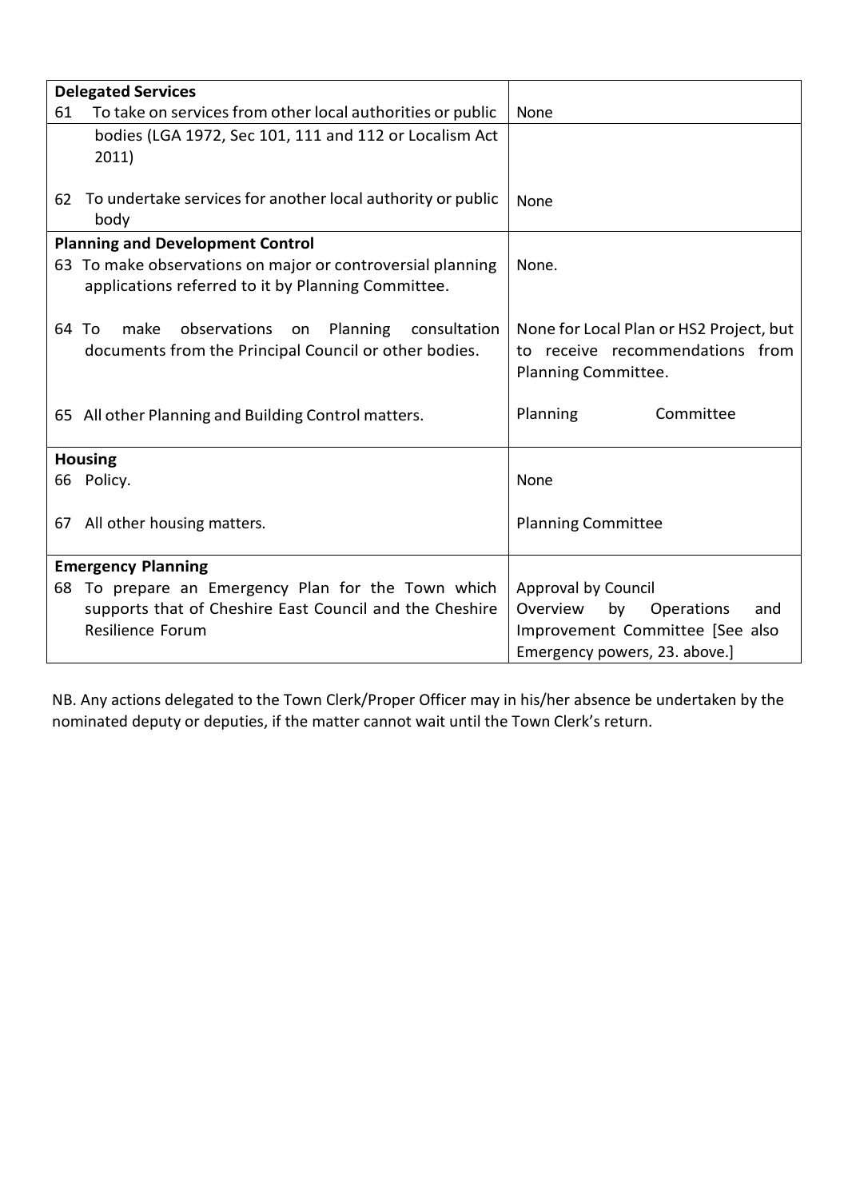| | |
|---|---|
| **Delegated Services** | |
| 61 To take on services from other local authorities or public bodies (LGA 1972, Sec 101, 111 and 112 or Localism Act 2011) | None |
| 62 To undertake services for another local authority or public body | None |
| **Planning and Development Control** | |
| 63 To make observations on major or controversial planning applications referred to it by Planning Committee. | None. |
| 64 To make observations on Planning consultation documents from the Principal Council or other bodies. | None for Local Plan or HS2 Project, but to receive recommendations from Planning Committee. |
| 65 All other Planning and Building Control matters. | Planning Committee |
| **Housing** | |
| 66 Policy. | None |
| 67 All other housing matters. | Planning Committee |
| **Emergency Planning** | |
| 68 To prepare an Emergency Plan for the Town which supports that of Cheshire East Council and the Cheshire Resilience Forum | Approval by Council<br>Overview by Operations and Improvement Committee [See also Emergency powers, 23. above.] |

NB. Any actions delegated to the Town Clerk/Proper Officer may in his/her absence be undertaken by the nominated deputy or deputies, if the matter cannot wait until the Town Clerk's return.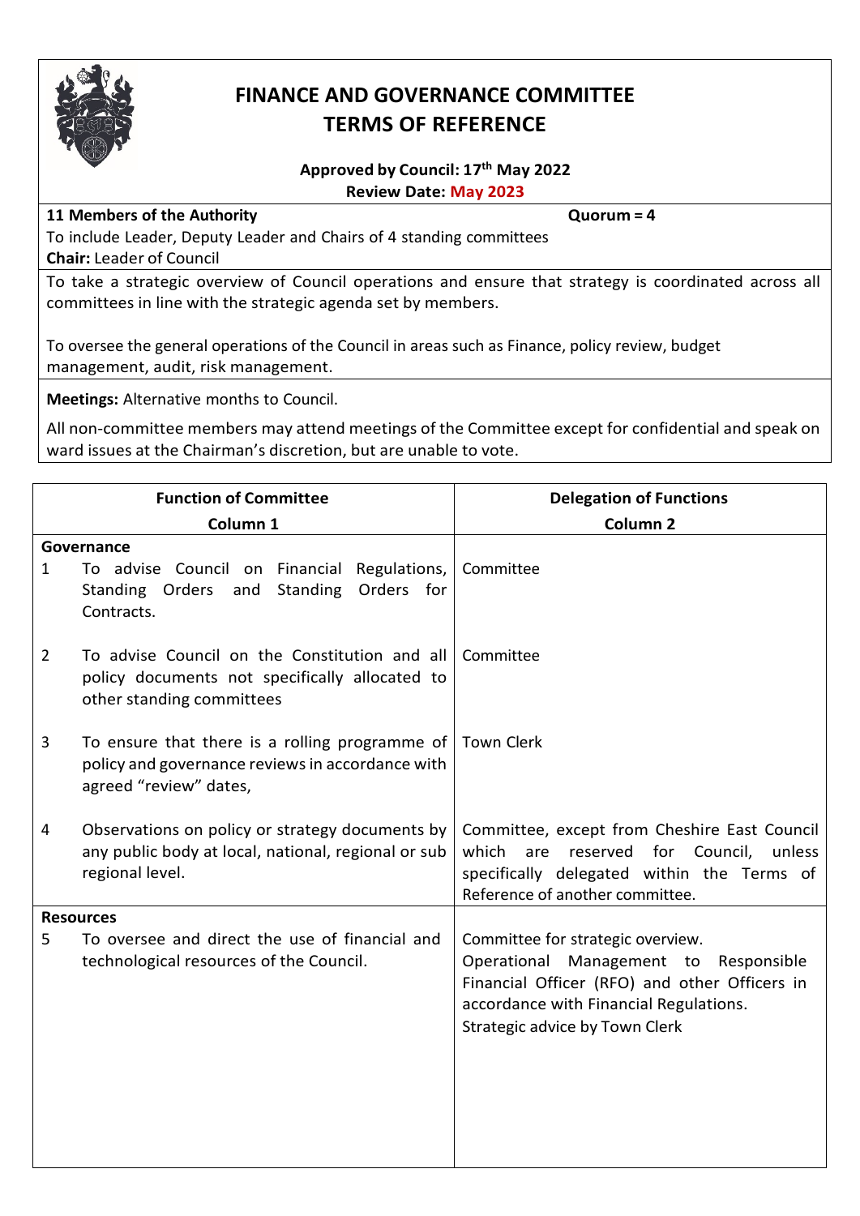# FINANCE AND GOVERNANCE COMMITTEE TERMS OF REFERENCE

**Approved by Council: 17th May 2022**
**Review Date: May 2023**

**11 Members of the Authority** **Quorum = 4**

To include Leader, Deputy Leader and Chairs of 4 standing committees

**Chair:** Leader of Council

To take a strategic overview of Council operations and ensure that strategy is coordinated across all committees in line with the strategic agenda set by members.

To oversee the general operations of the Council in areas such as Finance, policy review, budget management, audit, risk management.

**Meetings:** Alternative months to Council.

All non-committee members may attend meetings of the Committee except for confidential and speak on ward issues at the Chairman's discretion, but are unable to vote.

| Function of Committee<br>Column 1 | Delegation of Functions<br>Column 2 |
|---|---|
| **Governance** | |
| 1 To advise Council on Financial Regulations, Standing Orders and Standing Orders for Contracts. | Committee |
| 2 To advise Council on the Constitution and all policy documents not specifically allocated to other standing committees | Committee |
| 3 To ensure that there is a rolling programme of policy and governance reviews in accordance with agreed "review" dates, | Town Clerk |
| 4 Observations on policy or strategy documents by any public body at local, national, regional or sub regional level. | Committee, except from Cheshire East Council which are reserved for Council, unless specifically delegated within the Terms of Reference of another committee. |
| **Resources** | |
| 5 To oversee and direct the use of financial and technological resources of the Council. | Committee for strategic overview.<br>Operational Management to Responsible Financial Officer (RFO) and other Officers in accordance with Financial Regulations.<br>Strategic advice by Town Clerk |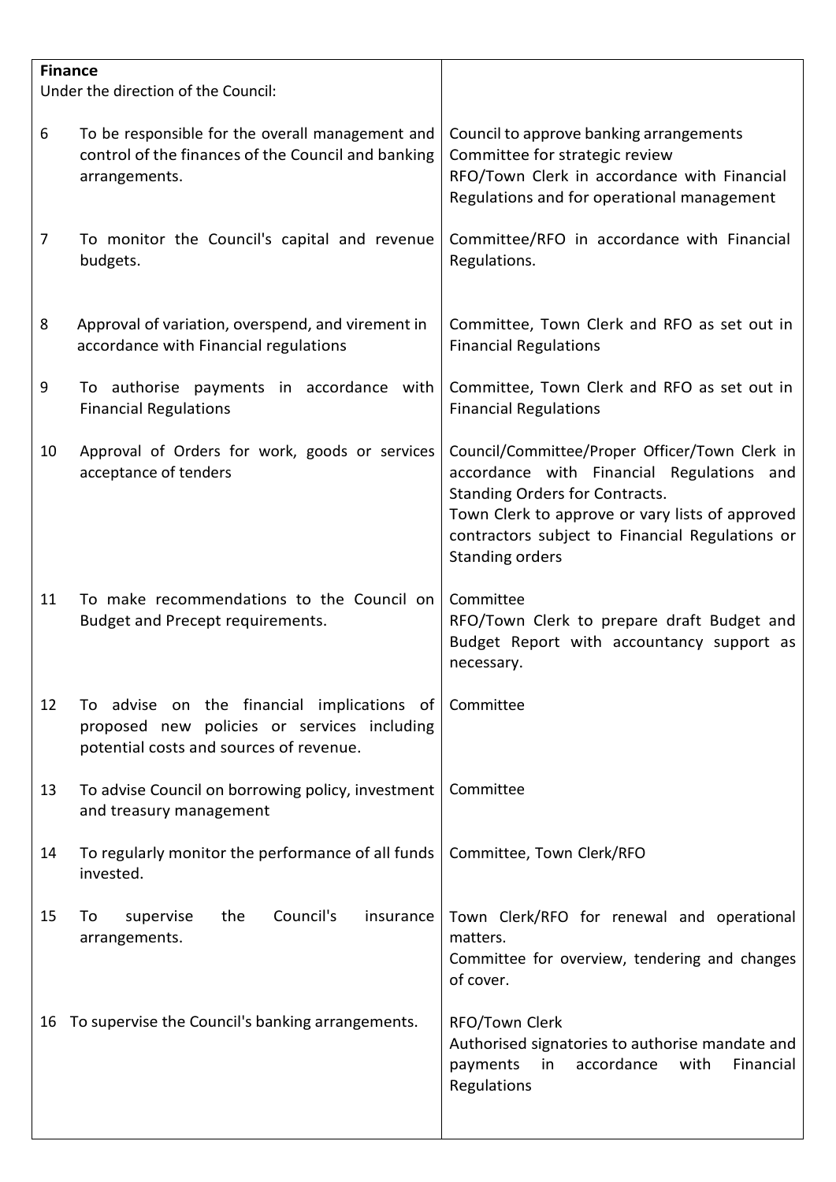| **Finance**<br>Under the direction of the Council: | |
|---|---|
| 6 To be responsible for the overall management and control of the finances of the Council and banking arrangements. | Council to approve banking arrangements<br>Committee for strategic review<br>RFO/Town Clerk in accordance with Financial Regulations and for operational management |
| 7 To monitor the Council's capital and revenue budgets. | Committee/RFO in accordance with Financial Regulations. |
| 8 Approval of variation, overspend, and virement in accordance with Financial regulations | Committee, Town Clerk and RFO as set out in Financial Regulations |
| 9 To authorise payments in accordance with Financial Regulations | Committee, Town Clerk and RFO as set out in Financial Regulations |
| 10 Approval of Orders for work, goods or services acceptance of tenders | Council/Committee/Proper Officer/Town Clerk in accordance with Financial Regulations and Standing Orders for Contracts.<br>Town Clerk to approve or vary lists of approved contractors subject to Financial Regulations or Standing orders |
| 11 To make recommendations to the Council on Budget and Precept requirements. | Committee<br>RFO/Town Clerk to prepare draft Budget and Budget Report with accountancy support as necessary. |
| 12 To advise on the financial implications of proposed new policies or services including potential costs and sources of revenue. | Committee |
| 13 To advise Council on borrowing policy, investment and treasury management | Committee |
| 14 To regularly monitor the performance of all funds invested. | Committee, Town Clerk/RFO |
| 15 To supervise the Council's insurance arrangements. | Town Clerk/RFO for renewal and operational matters.<br>Committee for overview, tendering and changes of cover. |
| 16 To supervise the Council's banking arrangements. | RFO/Town Clerk<br>Authorised signatories to authorise mandate and payments in accordance with Financial Regulations |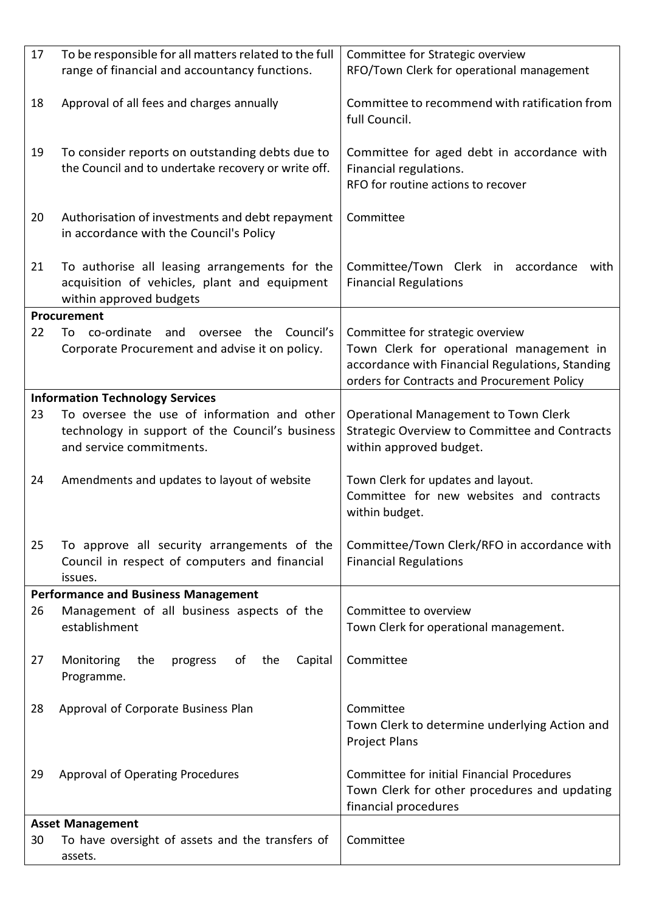| | | |
|---|---|---|
| 17 | To be responsible for all matters related to the full range of financial and accountancy functions. | Committee for Strategic overview<br>RFO/Town Clerk for operational management |
| 18 | Approval of all fees and charges annually | Committee to recommend with ratification from full Council. |
| 19 | To consider reports on outstanding debts due to the Council and to undertake recovery or write off. | Committee for aged debt in accordance with Financial regulations.<br>RFO for routine actions to recover |
| 20 | Authorisation of investments and debt repayment in accordance with the Council's Policy | Committee |
| 21 | To authorise all leasing arrangements for the acquisition of vehicles, plant and equipment within approved budgets | Committee/Town Clerk in accordance with Financial Regulations |
| **Procurement** | | |
| 22 | To co-ordinate and oversee the Council's Corporate Procurement and advise it on policy. | Committee for strategic overview<br>Town Clerk for operational management in accordance with Financial Regulations, Standing orders for Contracts and Procurement Policy |
| **Information Technology Services** | | |
| 23 | To oversee the use of information and other technology in support of the Council's business and service commitments. | Operational Management to Town Clerk<br>Strategic Overview to Committee and Contracts within approved budget. |
| 24 | Amendments and updates to layout of website | Town Clerk for updates and layout.<br>Committee for new websites and contracts within budget. |
| 25 | To approve all security arrangements of the Council in respect of computers and financial issues. | Committee/Town Clerk/RFO in accordance with Financial Regulations |
| **Performance and Business Management** | | |
| 26 | Management of all business aspects of the establishment | Committee to overview<br>Town Clerk for operational management. |
| 27 | Monitoring the progress of the Capital Programme. | Committee |
| 28 | Approval of Corporate Business Plan | Committee<br>Town Clerk to determine underlying Action and Project Plans |
| 29 | Approval of Operating Procedures | Committee for initial Financial Procedures<br>Town Clerk for other procedures and updating financial procedures |
| **Asset Management** | | |
| 30 | To have oversight of assets and the transfers of assets. | Committee |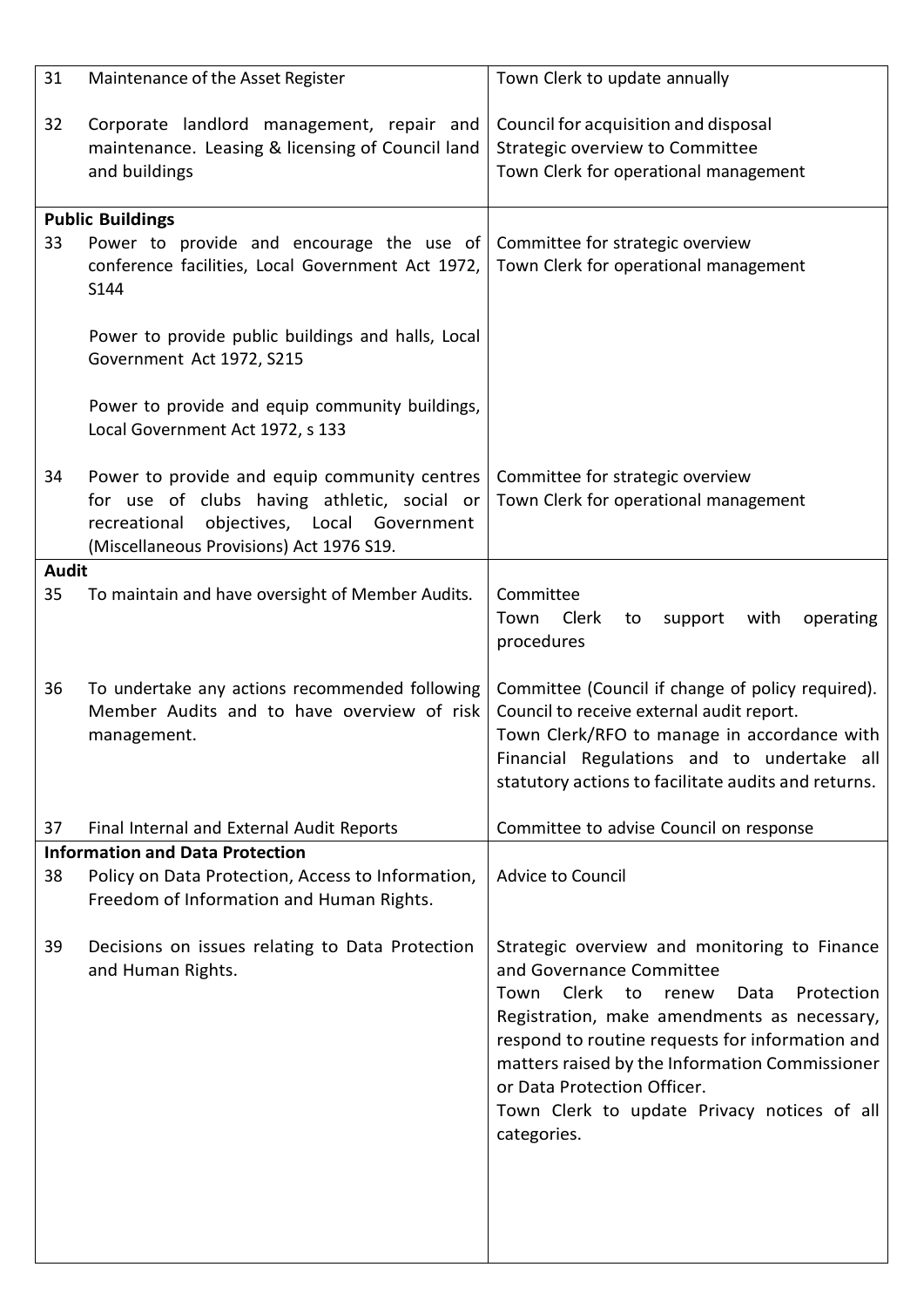| | | |
|---|---|---|
| 31 | Maintenance of the Asset Register | Town Clerk to update annually |
| 32 | Corporate landlord management, repair and maintenance. Leasing & licensing of Council land and buildings | Council for acquisition and disposal<br>Strategic overview to Committee<br>Town Clerk for operational management |
| **Public Buildings** | | |
| 33 | Power to provide and encourage the use of conference facilities, Local Government Act 1972, S144<br><br>Power to provide public buildings and halls, Local Government Act 1972, S215<br><br>Power to provide and equip community buildings, Local Government Act 1972, s 133 | Committee for strategic overview<br>Town Clerk for operational management |
| 34 | Power to provide and equip community centres for use of clubs having athletic, social or recreational objectives, Local Government (Miscellaneous Provisions) Act 1976 S19. | Committee for strategic overview<br>Town Clerk for operational management |
| **Audit** | | |
| 35 | To maintain and have oversight of Member Audits. | Committee<br>Town Clerk to support with operating procedures |
| 36 | To undertake any actions recommended following Member Audits and to have overview of risk management. | Committee (Council if change of policy required).<br>Council to receive external audit report.<br>Town Clerk/RFO to manage in accordance with Financial Regulations and to undertake all statutory actions to facilitate audits and returns. |
| 37 | Final Internal and External Audit Reports | Committee to advise Council on response |
| **Information and Data Protection** | | |
| 38 | Policy on Data Protection, Access to Information, Freedom of Information and Human Rights. | Advice to Council |
| 39 | Decisions on issues relating to Data Protection and Human Rights. | Strategic overview and monitoring to Finance and Governance Committee<br>Town Clerk to renew Data Protection Registration, make amendments as necessary, respond to routine requests for information and matters raised by the Information Commissioner or Data Protection Officer.<br>Town Clerk to update Privacy notices of all categories. |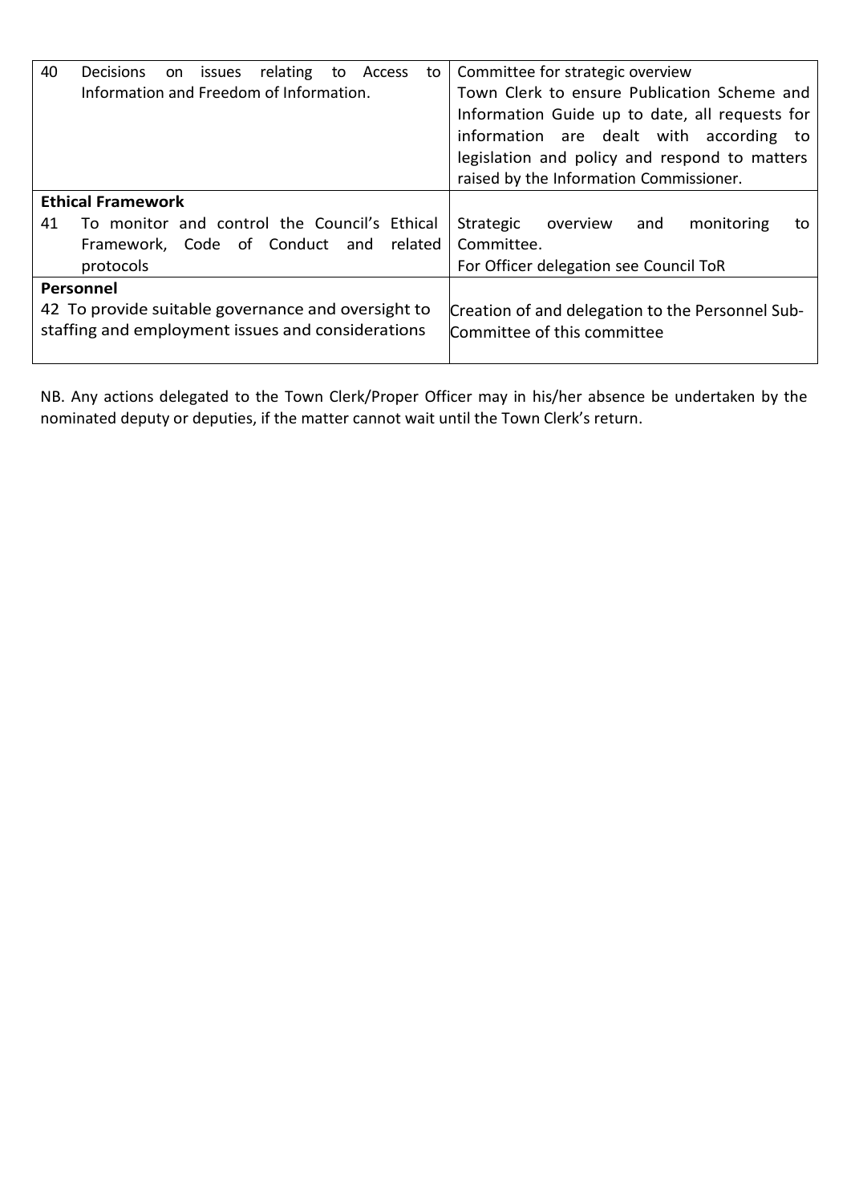| | |
|---|---|
| 40 Decisions on issues relating to Access to Information and Freedom of Information. | Committee for strategic overview<br>Town Clerk to ensure Publication Scheme and Information Guide up to date, all requests for information are dealt with according to legislation and policy and respond to matters raised by the Information Commissioner. |
| **Ethical Framework** | |
| 41 To monitor and control the Council's Ethical Framework, Code of Conduct and related protocols | Strategic overview and monitoring to Committee.<br>For Officer delegation see Council ToR |
| **Personnel** | |
| 42 To provide suitable governance and oversight to staffing and employment issues and considerations | Creation of and delegation to the Personnel Sub-Committee of this committee |

NB. Any actions delegated to the Town Clerk/Proper Officer may in his/her absence be undertaken by the nominated deputy or deputies, if the matter cannot wait until the Town Clerk's return.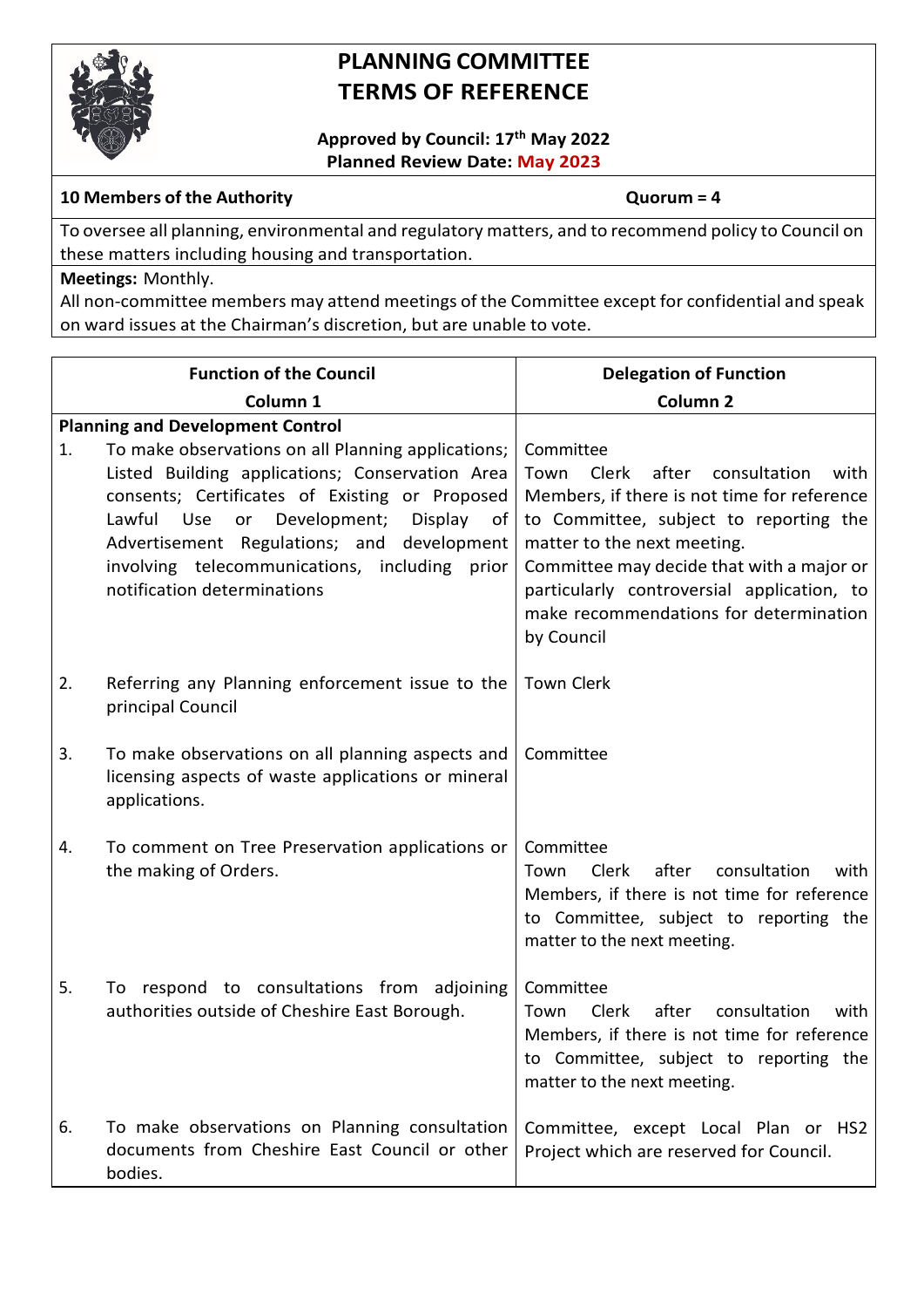# PLANNING COMMITTEE
# TERMS OF REFERENCE

**Approved by Council: 17th May 2022**
**Planned Review Date: May 2023**

**10 Members of the Authority** **Quorum = 4**

To oversee all planning, environmental and regulatory matters, and to recommend policy to Council on these matters including housing and transportation.

**Meetings:** Monthly.

All non-committee members may attend meetings of the Committee except for confidential and speak on ward issues at the Chairman's discretion, but are unable to vote.

| **Function of the Council**<br>**Column 1** | **Delegation of Function**<br>**Column 2** |
|---|---|
| **Planning and Development Control** | |
| 1. To make observations on all Planning applications; Listed Building applications; Conservation Area consents; Certificates of Existing or Proposed Lawful Use or Development; Display of Advertisement Regulations; and development involving telecommunications, including prior notification determinations | Committee<br>Town Clerk after consultation with Members, if there is not time for reference to Committee, subject to reporting the matter to the next meeting.<br>Committee may decide that with a major or particularly controversial application, to make recommendations for determination by Council |
| 2. Referring any Planning enforcement issue to the principal Council | Town Clerk |
| 3. To make observations on all planning aspects and licensing aspects of waste applications or mineral applications. | Committee |
| 4. To comment on Tree Preservation applications or the making of Orders. | Committee<br>Town Clerk after consultation with Members, if there is not time for reference to Committee, subject to reporting the matter to the next meeting. |
| 5. To respond to consultations from adjoining authorities outside of Cheshire East Borough. | Committee<br>Town Clerk after consultation with Members, if there is not time for reference to Committee, subject to reporting the matter to the next meeting. |
| 6. To make observations on Planning consultation documents from Cheshire East Council or other bodies. | Committee, except Local Plan or HS2 Project which are reserved for Council. |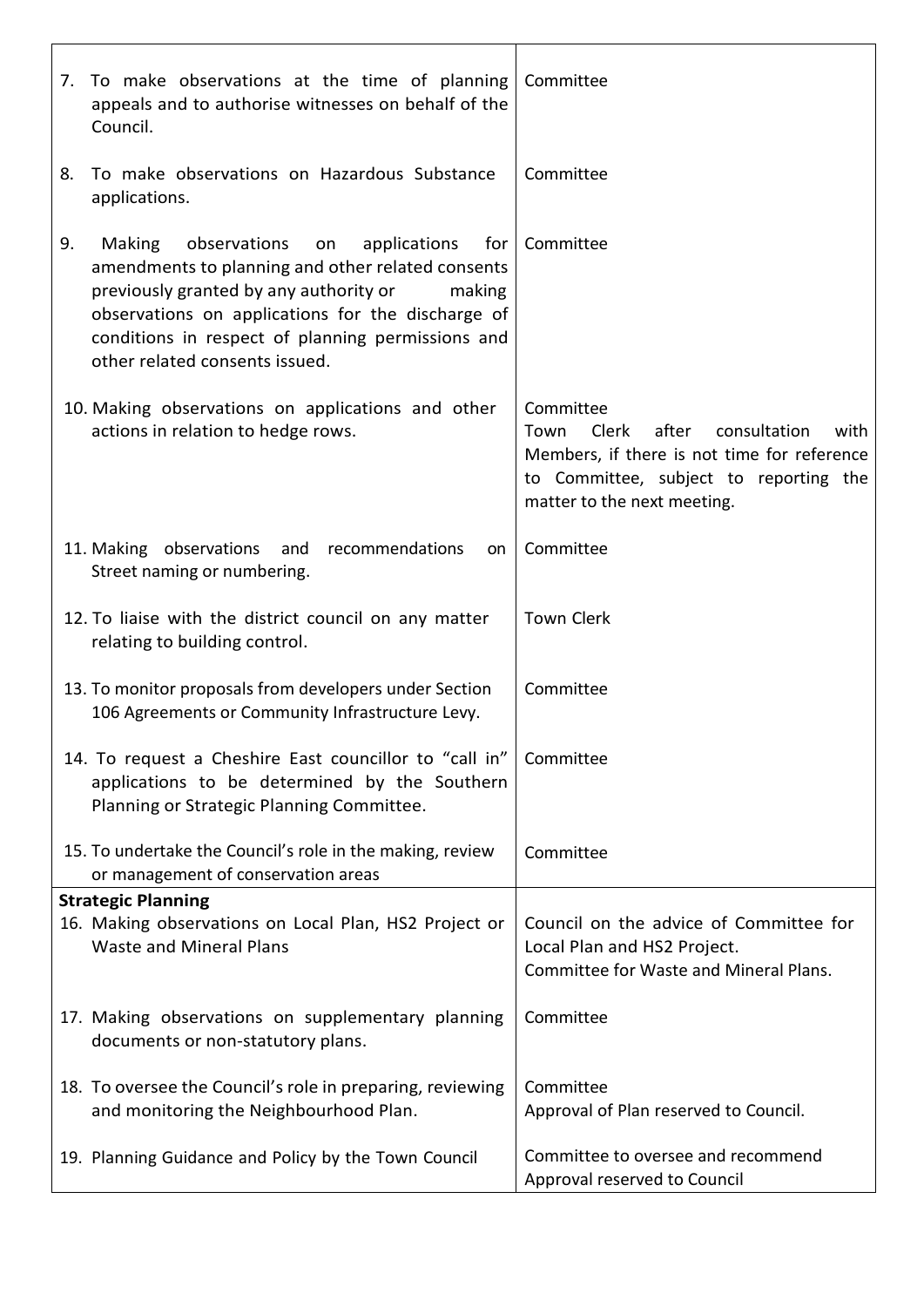| | |
|---|---|
| 7. To make observations at the time of planning appeals and to authorise witnesses on behalf of the Council. | Committee |
| 8. To make observations on Hazardous Substance applications. | Committee |
| 9. Making observations on applications for amendments to planning and other related consents previously granted by any authority or making observations on applications for the discharge of conditions in respect of planning permissions and other related consents issued. | Committee |
| 10. Making observations on applications and other actions in relation to hedge rows. | Committee<br>Town Clerk after consultation with Members, if there is not time for reference to Committee, subject to reporting the matter to the next meeting. |
| 11. Making observations and recommendations on Street naming or numbering. | Committee |
| 12. To liaise with the district council on any matter relating to building control. | Town Clerk |
| 13. To monitor proposals from developers under Section 106 Agreements or Community Infrastructure Levy. | Committee |
| 14. To request a Cheshire East councillor to "call in" applications to be determined by the Southern Planning or Strategic Planning Committee. | Committee |
| 15. To undertake the Council's role in the making, review or management of conservation areas | Committee |
| **Strategic Planning**<br>16. Making observations on Local Plan, HS2 Project or Waste and Mineral Plans | Council on the advice of Committee for Local Plan and HS2 Project.<br>Committee for Waste and Mineral Plans. |
| 17. Making observations on supplementary planning documents or non-statutory plans. | Committee |
| 18. To oversee the Council's role in preparing, reviewing and monitoring the Neighbourhood Plan. | Committee<br>Approval of Plan reserved to Council. |
| 19. Planning Guidance and Policy by the Town Council | Committee to oversee and recommend<br>Approval reserved to Council |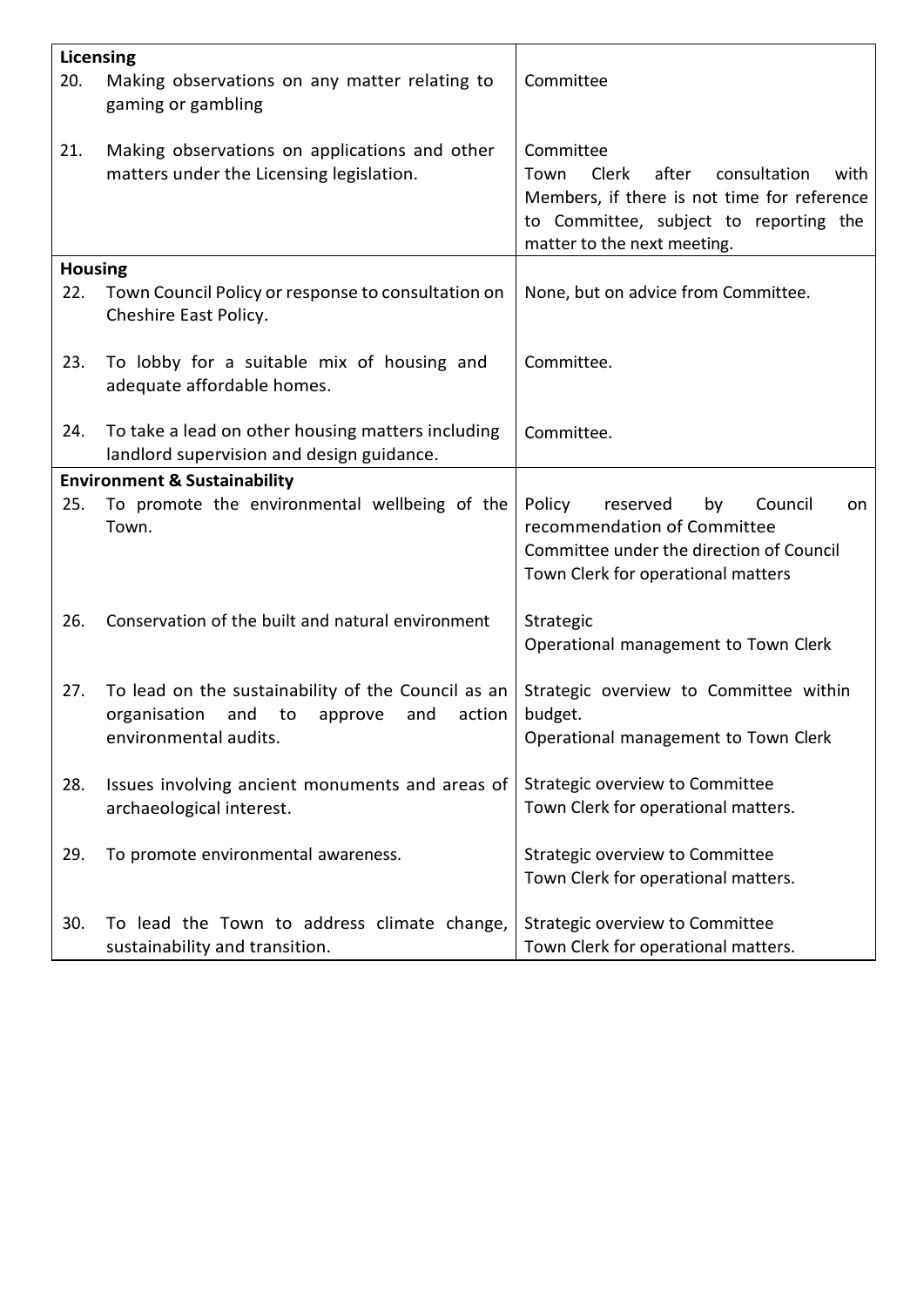| | | |
|---|---|---|
| **Licensing** | | |
| 20. | Making observations on any matter relating to gaming or gambling | Committee |
| 21. | Making observations on applications and other matters under the Licensing legislation. | Committee<br>Town Clerk after consultation with Members, if there is not time for reference to Committee, subject to reporting the matter to the next meeting. |
| **Housing** | | |
| 22. | Town Council Policy or response to consultation on Cheshire East Policy. | None, but on advice from Committee. |
| 23. | To lobby for a suitable mix of housing and adequate affordable homes. | Committee. |
| 24. | To take a lead on other housing matters including landlord supervision and design guidance. | Committee. |
| **Environment & Sustainability** | | |
| 25. | To promote the environmental wellbeing of the Town. | Policy reserved by Council on recommendation of Committee<br>Committee under the direction of Council<br>Town Clerk for operational matters |
| 26. | Conservation of the built and natural environment | Strategic<br>Operational management to Town Clerk |
| 27. | To lead on the sustainability of the Council as an organisation and to approve and action environmental audits. | Strategic overview to Committee within budget.<br>Operational management to Town Clerk |
| 28. | Issues involving ancient monuments and areas of archaeological interest. | Strategic overview to Committee<br>Town Clerk for operational matters. |
| 29. | To promote environmental awareness. | Strategic overview to Committee<br>Town Clerk for operational matters. |
| 30. | To lead the Town to address climate change, sustainability and transition. | Strategic overview to Committee<br>Town Clerk for operational matters. |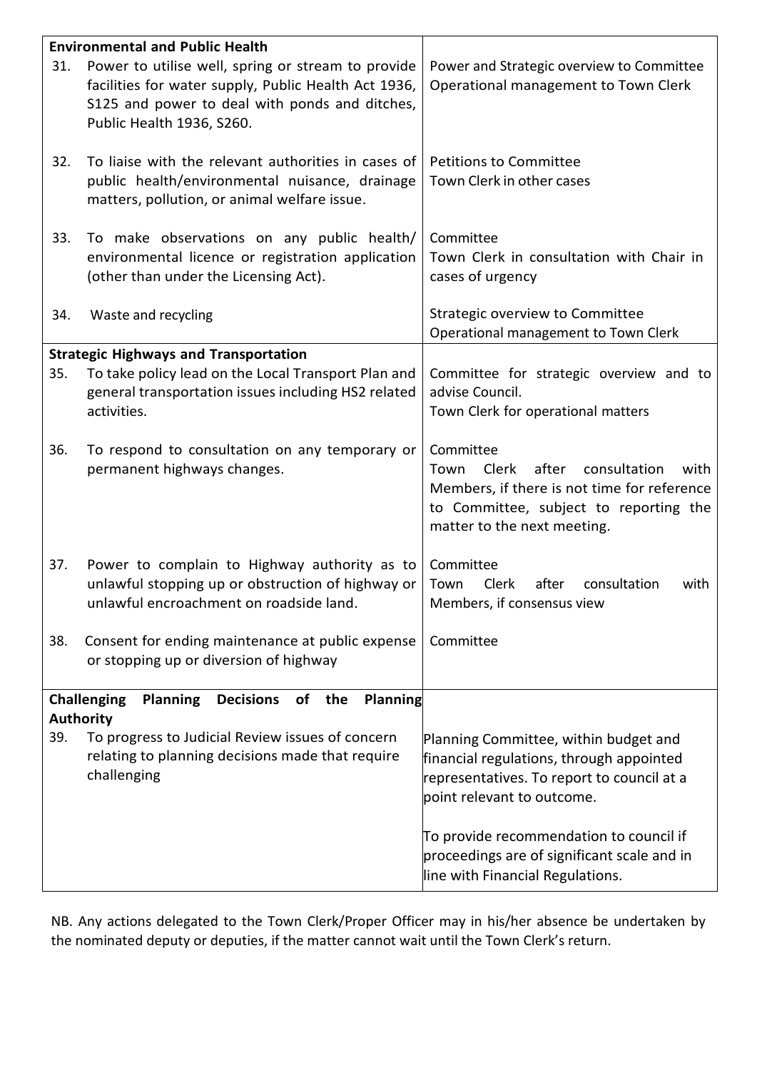| Function | Delegation |
|---|---|
| **Environmental and Public Health** | |
| 31. Power to utilise well, spring or stream to provide facilities for water supply, Public Health Act 1936, S125 and power to deal with ponds and ditches, Public Health 1936, S260. | Power and Strategic overview to Committee<br>Operational management to Town Clerk |
| 32. To liaise with the relevant authorities in cases of public health/environmental nuisance, drainage matters, pollution, or animal welfare issue. | Petitions to Committee<br>Town Clerk in other cases |
| 33. To make observations on any public health/ environmental licence or registration application (other than under the Licensing Act). | Committee<br>Town Clerk in consultation with Chair in cases of urgency |
| 34. Waste and recycling | Strategic overview to Committee<br>Operational management to Town Clerk |
| **Strategic Highways and Transportation** | |
| 35. To take policy lead on the Local Transport Plan and general transportation issues including HS2 related activities. | Committee for strategic overview and to advise Council.<br>Town Clerk for operational matters |
| 36. To respond to consultation on any temporary or permanent highways changes. | Committee<br>Town Clerk after consultation with Members, if there is not time for reference to Committee, subject to reporting the matter to the next meeting. |
| 37. Power to complain to Highway authority as to unlawful stopping up or obstruction of highway or unlawful encroachment on roadside land. | Committee<br>Town Clerk after consultation with Members, if consensus view |
| 38. Consent for ending maintenance at public expense or stopping up or diversion of highway | Committee |
| **Challenging Planning Decisions of the Planning Authority** | |
| 39. To progress to Judicial Review issues of concern relating to planning decisions made that require challenging | Planning Committee, within budget and financial regulations, through appointed representatives. To report to council at a point relevant to outcome.<br><br>To provide recommendation to council if proceedings are of significant scale and in line with Financial Regulations. |

NB. Any actions delegated to the Town Clerk/Proper Officer may in his/her absence be undertaken by the nominated deputy or deputies, if the matter cannot wait until the Town Clerk's return.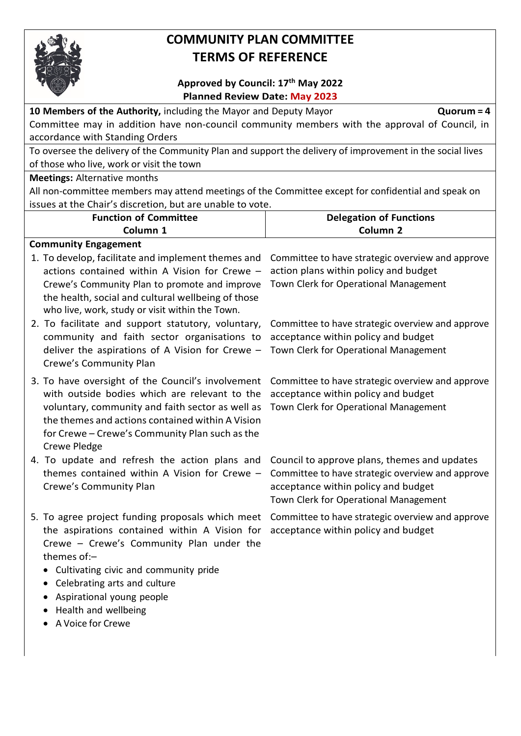# COMMUNITY PLAN COMMITTEE
# TERMS OF REFERENCE

**Approved by Council: 17th May 2022**
**Planned Review Date: May 2023**

**10 Members of the Authority,** including the Mayor and Deputy Mayor **Quorum = 4**

Committee may in addition have non-council community members with the approval of Council, in accordance with Standing Orders

To oversee the delivery of the Community Plan and support the delivery of improvement in the social lives of those who live, work or visit the town

**Meetings:** Alternative months

All non-committee members may attend meetings of the Committee except for confidential and speak on issues at the Chair's discretion, but are unable to vote.

| Function of Committee<br>Column 1 | Delegation of Functions<br>Column 2 |
|---|---|
| **Community Engagement** | |
| 1. To develop, facilitate and implement themes and actions contained within A Vision for Crewe – Crewe's Community Plan to promote and improve the health, social and cultural wellbeing of those who live, work, study or visit within the Town. | Committee to have strategic overview and approve action plans within policy and budget<br>Town Clerk for Operational Management |
| 2. To facilitate and support statutory, voluntary, community and faith sector organisations to deliver the aspirations of A Vision for Crewe – Crewe's Community Plan | Committee to have strategic overview and approve acceptance within policy and budget<br>Town Clerk for Operational Management |
| 3. To have oversight of the Council's involvement with outside bodies which are relevant to the voluntary, community and faith sector as well as the themes and actions contained within A Vision for Crewe – Crewe's Community Plan such as the Crewe Pledge | Committee to have strategic overview and approve acceptance within policy and budget<br>Town Clerk for Operational Management |
| 4. To update and refresh the action plans and themes contained within A Vision for Crewe – Crewe's Community Plan | Council to approve plans, themes and updates<br>Committee to have strategic overview and approve acceptance within policy and budget<br>Town Clerk for Operational Management |
| 5. To agree project funding proposals which meet the aspirations contained within A Vision for Crewe – Crewe's Community Plan under the themes of:–<br>• Cultivating civic and community pride<br>• Celebrating arts and culture<br>• Aspirational young people<br>• Health and wellbeing<br>• A Voice for Crewe | Committee to have strategic overview and approve acceptance within policy and budget |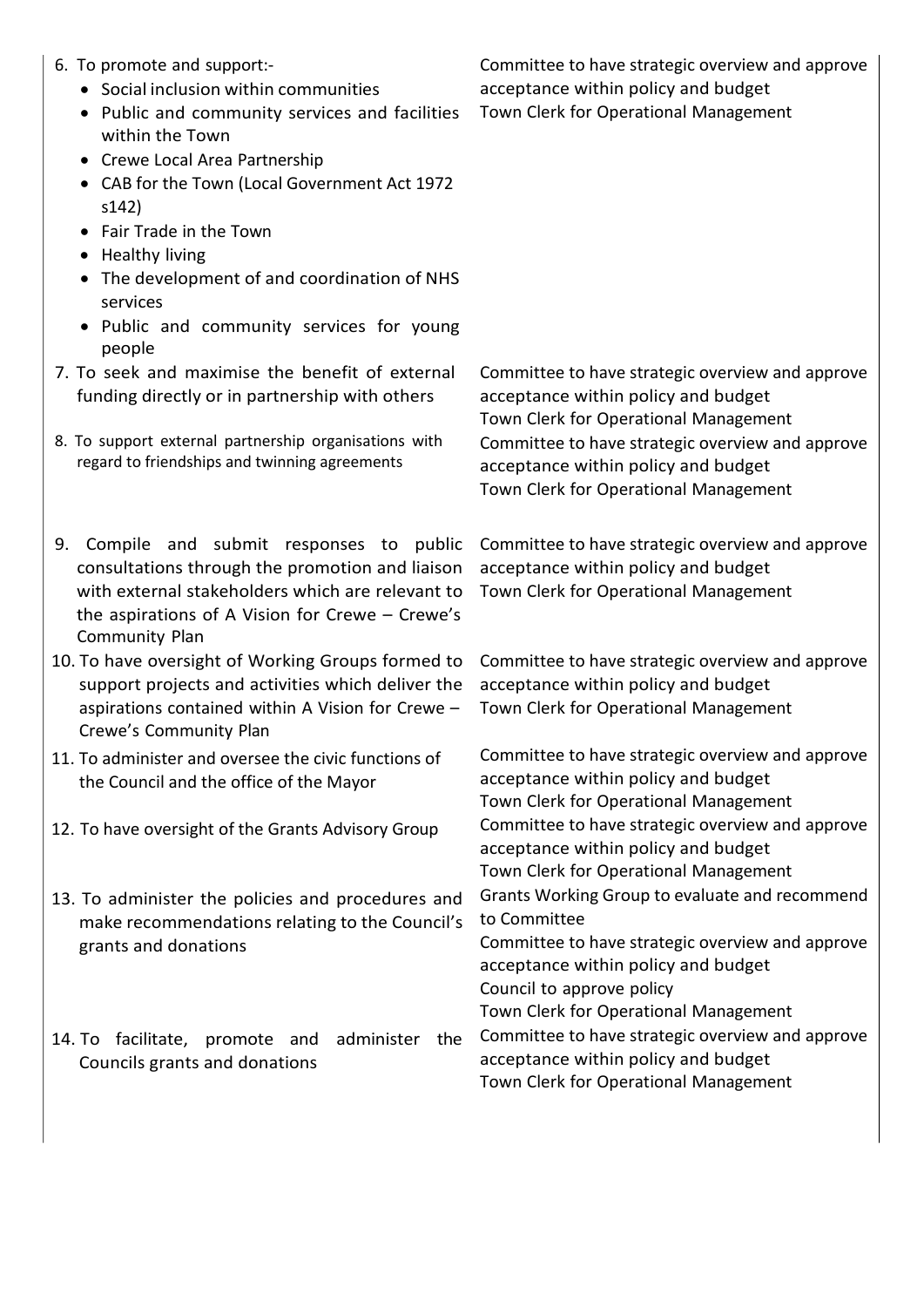| | |
|---|---|
| 6. To promote and support:-<br>• Social inclusion within communities<br>• Public and community services and facilities within the Town<br>• Crewe Local Area Partnership<br>• CAB for the Town (Local Government Act 1972 s142)<br>• Fair Trade in the Town<br>• Healthy living<br>• The development of and coordination of NHS services<br>• Public and community services for young people | Committee to have strategic overview and approve acceptance within policy and budget<br>Town Clerk for Operational Management |
| 7. To seek and maximise the benefit of external funding directly or in partnership with others | Committee to have strategic overview and approve acceptance within policy and budget<br>Town Clerk for Operational Management |
| 8. To support external partnership organisations with regard to friendships and twinning agreements | Committee to have strategic overview and approve acceptance within policy and budget<br>Town Clerk for Operational Management |
| 9. Compile and submit responses to public consultations through the promotion and liaison with external stakeholders which are relevant to the aspirations of A Vision for Crewe – Crewe's Community Plan | Committee to have strategic overview and approve acceptance within policy and budget<br>Town Clerk for Operational Management |
| 10. To have oversight of Working Groups formed to support projects and activities which deliver the aspirations contained within A Vision for Crewe – Crewe's Community Plan | Committee to have strategic overview and approve acceptance within policy and budget<br>Town Clerk for Operational Management |
| 11. To administer and oversee the civic functions of the Council and the office of the Mayor | Committee to have strategic overview and approve acceptance within policy and budget<br>Town Clerk for Operational Management |
| 12. To have oversight of the Grants Advisory Group | Committee to have strategic overview and approve acceptance within policy and budget<br>Town Clerk for Operational Management |
| 13. To administer the policies and procedures and make recommendations relating to the Council's grants and donations | Grants Working Group to evaluate and recommend to Committee<br>Committee to have strategic overview and approve acceptance within policy and budget<br>Council to approve policy<br>Town Clerk for Operational Management |
| 14. To facilitate, promote and administer the Councils grants and donations | Committee to have strategic overview and approve acceptance within policy and budget<br>Town Clerk for Operational Management |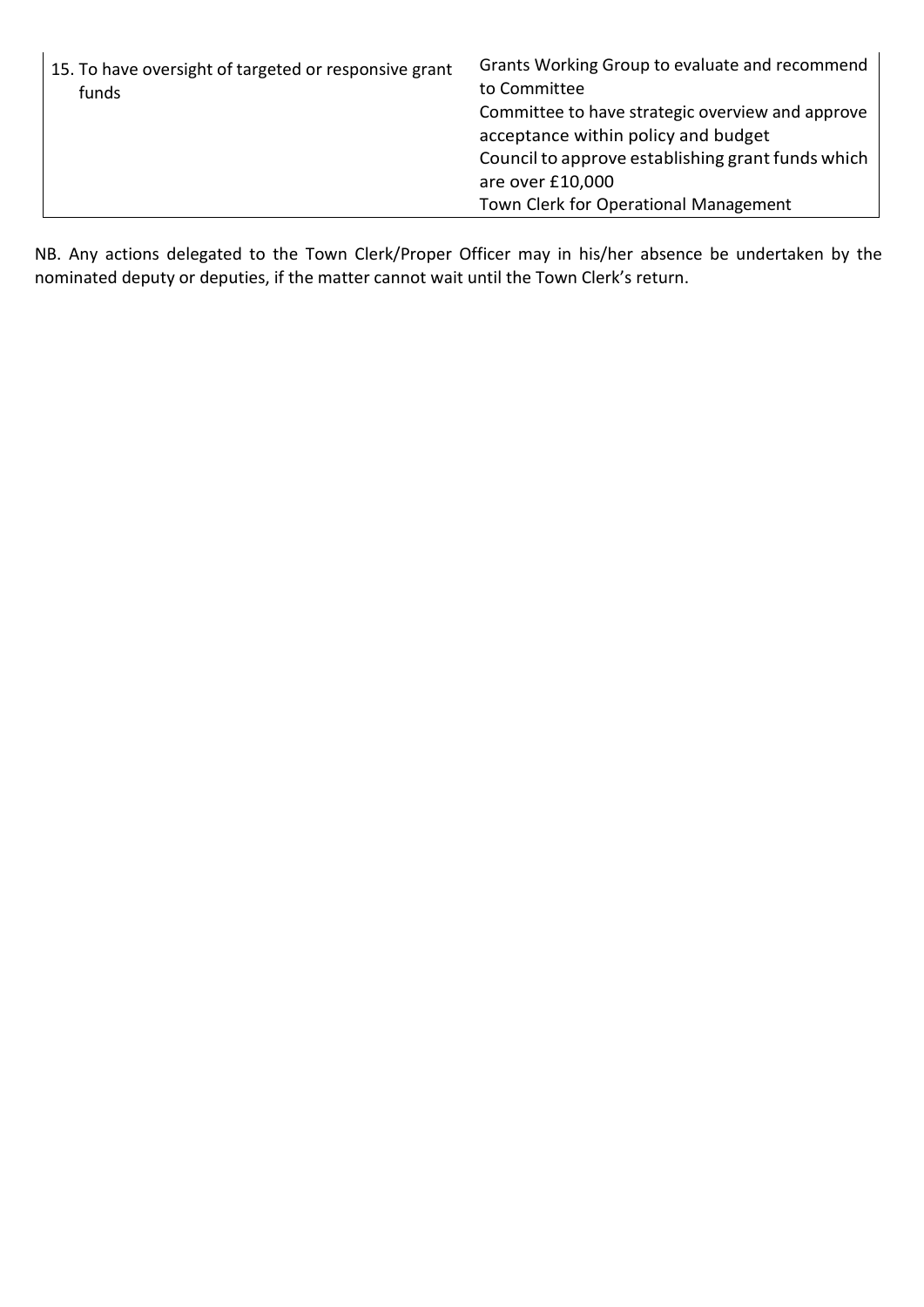| | |
|---|---|
| 15. To have oversight of targeted or responsive grant funds | Grants Working Group to evaluate and recommend to Committee<br>Committee to have strategic overview and approve acceptance within policy and budget<br>Council to approve establishing grant funds which are over £10,000<br>Town Clerk for Operational Management |

NB. Any actions delegated to the Town Clerk/Proper Officer may in his/her absence be undertaken by the nominated deputy or deputies, if the matter cannot wait until the Town Clerk's return.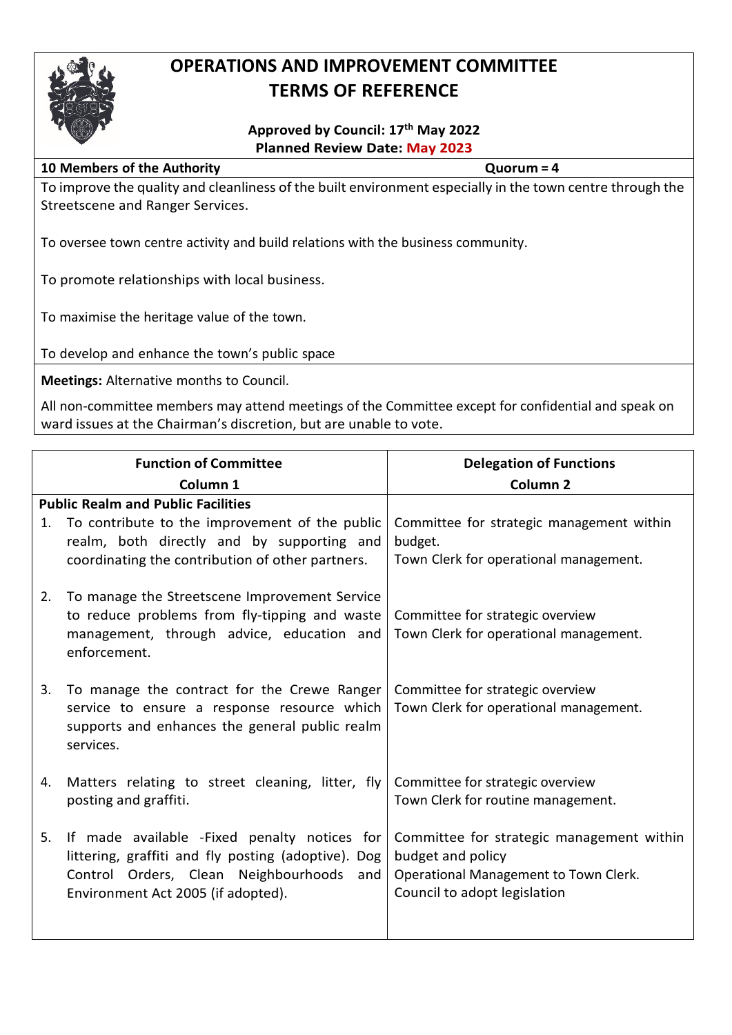# OPERATIONS AND IMPROVEMENT COMMITTEE TERMS OF REFERENCE

**Approved by Council: 17th May 2022**
**Planned Review Date: May 2023**

**10 Members of the Authority** | **Quorum = 4**

To improve the quality and cleanliness of the built environment especially in the town centre through the Streetscene and Ranger Services.

To oversee town centre activity and build relations with the business community.

To promote relationships with local business.

To maximise the heritage value of the town.

To develop and enhance the town's public space

**Meetings:** Alternative months to Council.

All non-committee members may attend meetings of the Committee except for confidential and speak on ward issues at the Chairman's discretion, but are unable to vote.

| Function of Committee<br>Column 1 | Delegation of Functions<br>Column 2 |
|---|---|
| **Public Realm and Public Facilities** | |
| 1. To contribute to the improvement of the public realm, both directly and by supporting and coordinating the contribution of other partners. | Committee for strategic management within budget.<br>Town Clerk for operational management. |
| 2. To manage the Streetscene Improvement Service to reduce problems from fly-tipping and waste management, through advice, education and enforcement. | Committee for strategic overview<br>Town Clerk for operational management. |
| 3. To manage the contract for the Crewe Ranger service to ensure a response resource which supports and enhances the general public realm services. | Committee for strategic overview<br>Town Clerk for operational management. |
| 4. Matters relating to street cleaning, litter, fly posting and graffiti. | Committee for strategic overview<br>Town Clerk for routine management. |
| 5. If made available -Fixed penalty notices for littering, graffiti and fly posting (adoptive). Dog Control Orders, Clean Neighbourhoods and Environment Act 2005 (if adopted). | Committee for strategic management within budget and policy<br>Operational Management to Town Clerk.<br>Council to adopt legislation |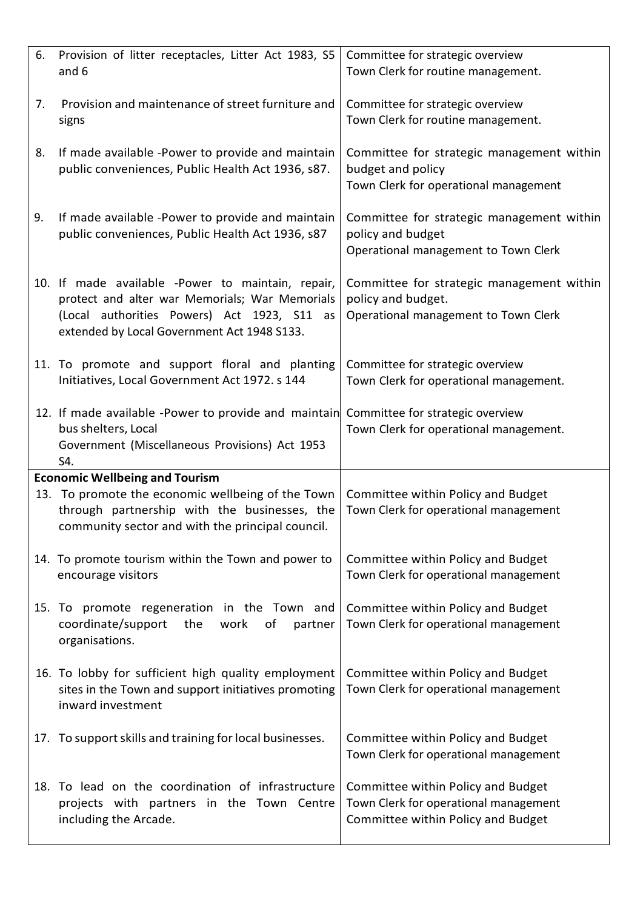| | |
|---|---|
| 6. Provision of litter receptacles, Litter Act 1983, S5 and 6 | Committee for strategic overview<br>Town Clerk for routine management. |
| 7. Provision and maintenance of street furniture and signs | Committee for strategic overview<br>Town Clerk for routine management. |
| 8. If made available -Power to provide and maintain public conveniences, Public Health Act 1936, s87. | Committee for strategic management within budget and policy<br>Town Clerk for operational management |
| 9. If made available -Power to provide and maintain public conveniences, Public Health Act 1936, s87 | Committee for strategic management within policy and budget<br>Operational management to Town Clerk |
| 10. If made available -Power to maintain, repair, protect and alter war Memorials; War Memorials (Local authorities Powers) Act 1923, S11 as extended by Local Government Act 1948 S133. | Committee for strategic management within policy and budget.<br>Operational management to Town Clerk |
| 11. To promote and support floral and planting Initiatives, Local Government Act 1972. s 144 | Committee for strategic overview<br>Town Clerk for operational management. |
| 12. If made available -Power to provide and maintain bus shelters, Local Government (Miscellaneous Provisions) Act 1953 S4. | Committee for strategic overview<br>Town Clerk for operational management. |
| **Economic Wellbeing and Tourism**<br>13. To promote the economic wellbeing of the Town through partnership with the businesses, the community sector and with the principal council. | Committee within Policy and Budget<br>Town Clerk for operational management |
| 14. To promote tourism within the Town and power to encourage visitors | Committee within Policy and Budget<br>Town Clerk for operational management |
| 15. To promote regeneration in the Town and coordinate/support the work of partner organisations. | Committee within Policy and Budget<br>Town Clerk for operational management |
| 16. To lobby for sufficient high quality employment sites in the Town and support initiatives promoting inward investment | Committee within Policy and Budget<br>Town Clerk for operational management |
| 17. To support skills and training for local businesses. | Committee within Policy and Budget<br>Town Clerk for operational management |
| 18. To lead on the coordination of infrastructure projects with partners in the Town Centre including the Arcade. | Committee within Policy and Budget<br>Town Clerk for operational management<br>Committee within Policy and Budget |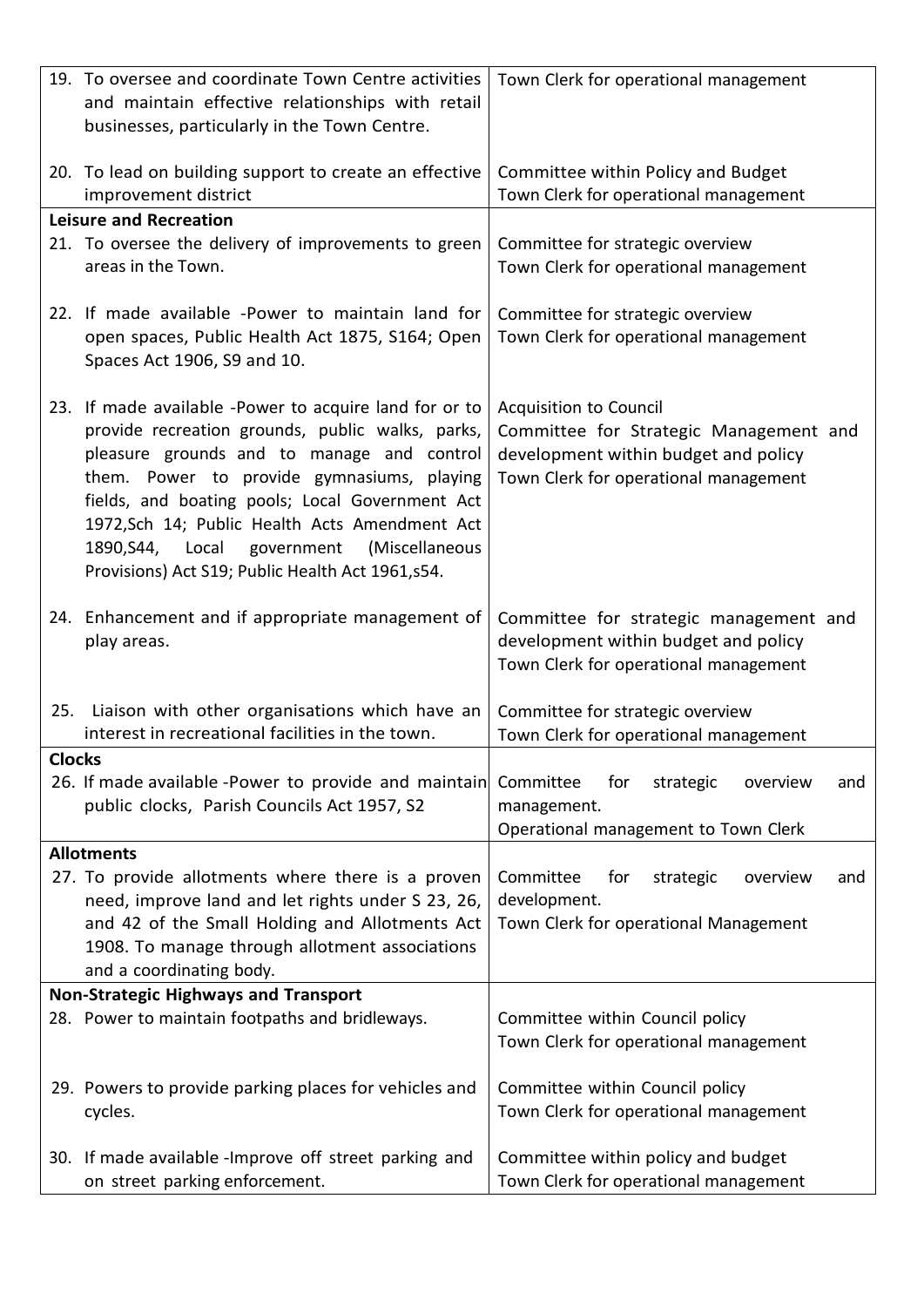| | |
|---|---|
| 19. To oversee and coordinate Town Centre activities and maintain effective relationships with retail businesses, particularly in the Town Centre. | Town Clerk for operational management |
| 20. To lead on building support to create an effective improvement district | Committee within Policy and Budget<br>Town Clerk for operational management |
| **Leisure and Recreation** | |
| 21. To oversee the delivery of improvements to green areas in the Town. | Committee for strategic overview<br>Town Clerk for operational management |
| 22. If made available -Power to maintain land for open spaces, Public Health Act 1875, S164; Open Spaces Act 1906, S9 and 10. | Committee for strategic overview<br>Town Clerk for operational management |
| 23. If made available -Power to acquire land for or to provide recreation grounds, public walks, parks, pleasure grounds and to manage and control them. Power to provide gymnasiums, playing fields, and boating pools; Local Government Act 1972,Sch 14; Public Health Acts Amendment Act 1890,S44, Local government (Miscellaneous Provisions) Act S19; Public Health Act 1961,s54. | Acquisition to Council<br>Committee for Strategic Management and development within budget and policy<br>Town Clerk for operational management |
| 24. Enhancement and if appropriate management of play areas. | Committee for strategic management and development within budget and policy<br>Town Clerk for operational management |
| 25. Liaison with other organisations which have an interest in recreational facilities in the town. | Committee for strategic overview<br>Town Clerk for operational management |
| **Clocks** | |
| 26. If made available -Power to provide and maintain public clocks, Parish Councils Act 1957, S2 | Committee for strategic overview and management.<br>Operational management to Town Clerk |
| **Allotments** | |
| 27. To provide allotments where there is a proven need, improve land and let rights under S 23, 26, and 42 of the Small Holding and Allotments Act 1908. To manage through allotment associations and a coordinating body. | Committee for strategic overview and development.<br>Town Clerk for operational Management |
| **Non-Strategic Highways and Transport** | |
| 28. Power to maintain footpaths and bridleways. | Committee within Council policy<br>Town Clerk for operational management |
| 29. Powers to provide parking places for vehicles and cycles. | Committee within Council policy<br>Town Clerk for operational management |
| 30. If made available -Improve off street parking and on street parking enforcement. | Committee within policy and budget<br>Town Clerk for operational management |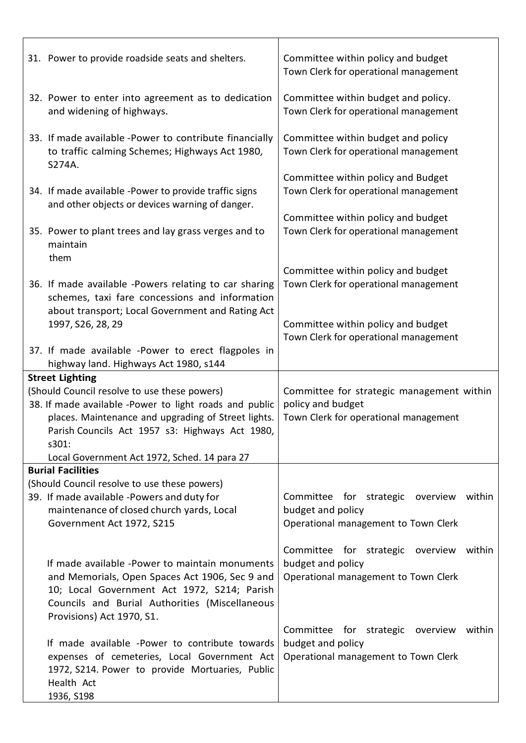| | |
|---|---|
| 31. Power to provide roadside seats and shelters. | Committee within policy and budget<br>Town Clerk for operational management |
| 32. Power to enter into agreement as to dedication and widening of highways. | Committee within budget and policy.<br>Town Clerk for operational management |
| 33. If made available -Power to contribute financially to traffic calming Schemes; Highways Act 1980, S274A. | Committee within budget and policy<br>Town Clerk for operational management |
| 34. If made available -Power to provide traffic signs and other objects or devices warning of danger. | Committee within policy and Budget<br>Town Clerk for operational management |
| 35. Power to plant trees and lay grass verges and to maintain them | Committee within policy and budget<br>Town Clerk for operational management |
| 36. If made available -Powers relating to car sharing schemes, taxi fare concessions and information about transport; Local Government and Rating Act 1997, S26, 28, 29 | Committee within policy and budget<br>Town Clerk for operational management |
| 37. If made available -Power to erect flagpoles in highway land. Highways Act 1980, s144 | Committee within policy and budget<br>Town Clerk for operational management |
| **Street Lighting**<br>(Should Council resolve to use these powers)<br>38. If made available -Power to light roads and public places. Maintenance and upgrading of Street lights. Parish Councils Act 1957 s3: Highways Act 1980, s301:<br>Local Government Act 1972, Sched. 14 para 27 | Committee for strategic management within policy and budget<br>Town Clerk for operational management |
| **Burial Facilities**<br>(Should Council resolve to use these powers)<br>39. If made available -Powers and duty for maintenance of closed church yards, Local Government Act 1972, S215 | Committee for strategic overview within budget and policy<br>Operational management to Town Clerk |
| If made available -Power to maintain monuments and Memorials, Open Spaces Act 1906, Sec 9 and 10; Local Government Act 1972, S214; Parish Councils and Burial Authorities (Miscellaneous Provisions) Act 1970, S1. | Committee for strategic overview within budget and policy<br>Operational management to Town Clerk |
| If made available -Power to contribute towards expenses of cemeteries, Local Government Act 1972, S214. Power to provide Mortuaries, Public Health Act 1936, S198 | Committee for strategic overview within budget and policy<br>Operational management to Town Clerk |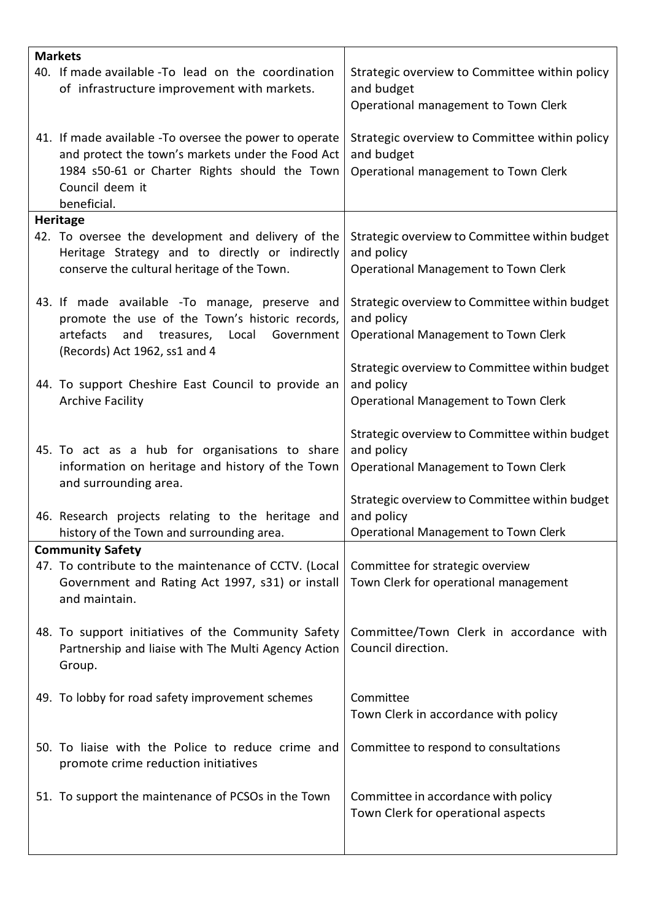| | |
|---|---|
| **Markets** | |
| 40. If made available -To lead on the coordination of infrastructure improvement with markets. | Strategic overview to Committee within policy and budget<br>Operational management to Town Clerk |
| 41. If made available -To oversee the power to operate and protect the town's markets under the Food Act 1984 s50-61 or Charter Rights should the Town Council deem it beneficial. | Strategic overview to Committee within policy and budget<br>Operational management to Town Clerk |
| **Heritage** | |
| 42. To oversee the development and delivery of the Heritage Strategy and to directly or indirectly conserve the cultural heritage of the Town. | Strategic overview to Committee within budget and policy<br>Operational Management to Town Clerk |
| 43. If made available -To manage, preserve and promote the use of the Town's historic records, artefacts and treasures, Local Government (Records) Act 1962, ss1 and 4 | Strategic overview to Committee within budget and policy<br>Operational Management to Town Clerk |
| 44. To support Cheshire East Council to provide an Archive Facility | Strategic overview to Committee within budget and policy<br>Operational Management to Town Clerk |
| 45. To act as a hub for organisations to share information on heritage and history of the Town and surrounding area. | Strategic overview to Committee within budget and policy<br>Operational Management to Town Clerk |
| 46. Research projects relating to the heritage and history of the Town and surrounding area. | Strategic overview to Committee within budget and policy<br>Operational Management to Town Clerk |
| **Community Safety** | |
| 47. To contribute to the maintenance of CCTV. (Local Government and Rating Act 1997, s31) or install and maintain. | Committee for strategic overview<br>Town Clerk for operational management |
| 48. To support initiatives of the Community Safety Partnership and liaise with The Multi Agency Action Group. | Committee/Town Clerk in accordance with Council direction. |
| 49. To lobby for road safety improvement schemes | Committee<br>Town Clerk in accordance with policy |
| 50. To liaise with the Police to reduce crime and promote crime reduction initiatives | Committee to respond to consultations |
| 51. To support the maintenance of PCSOs in the Town | Committee in accordance with policy<br>Town Clerk for operational aspects |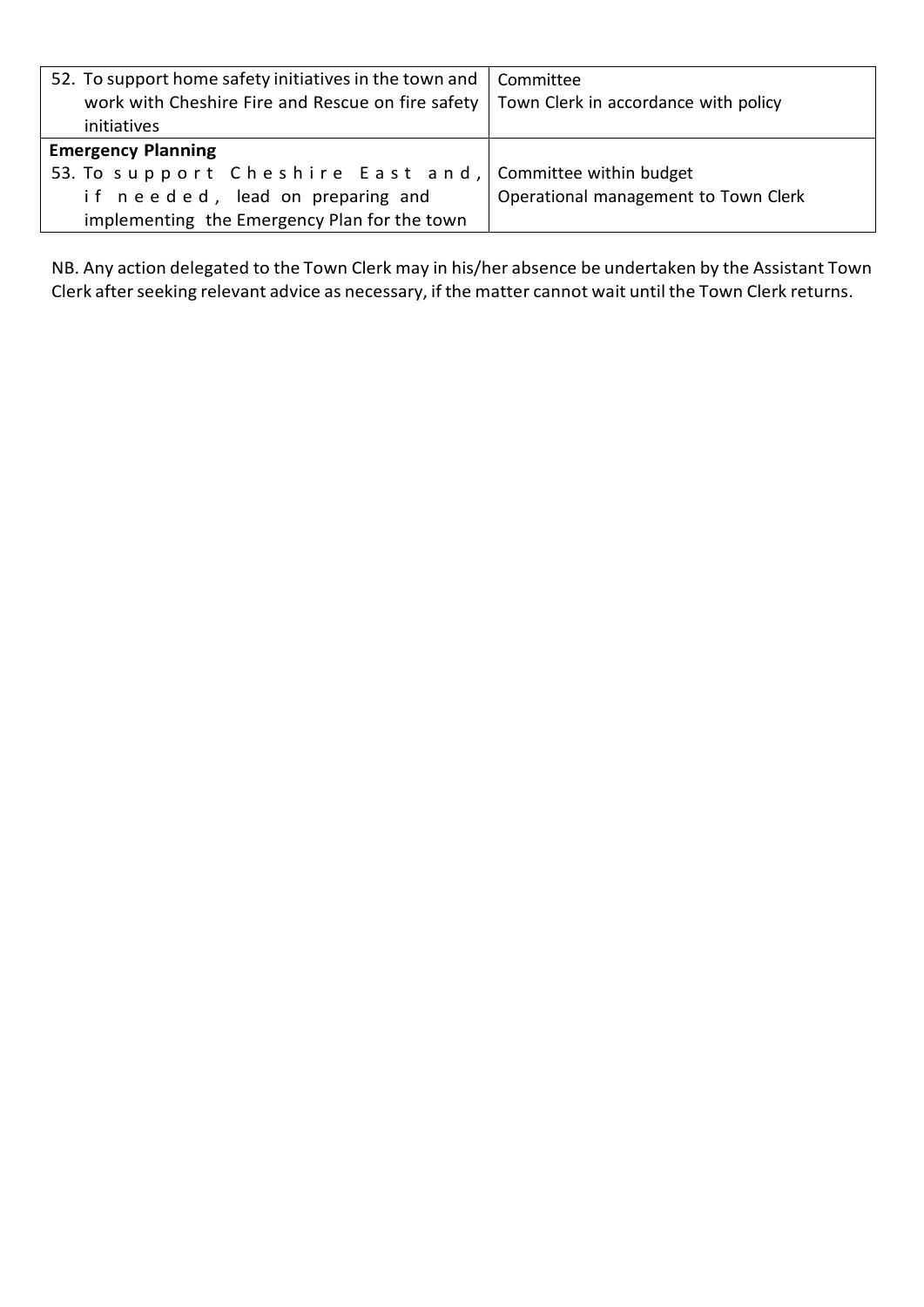| | |
|---|---|
| 52. To support home safety initiatives in the town and work with Cheshire Fire and Rescue on fire safety initiatives | Committee<br>Town Clerk in accordance with policy |
| **Emergency Planning** | |
| 53. To support Cheshire East and, if needed, lead on preparing and implementing the Emergency Plan for the town | Committee within budget<br>Operational management to Town Clerk |

NB. Any action delegated to the Town Clerk may in his/her absence be undertaken by the Assistant Town Clerk after seeking relevant advice as necessary, if the matter cannot wait until the Town Clerk returns.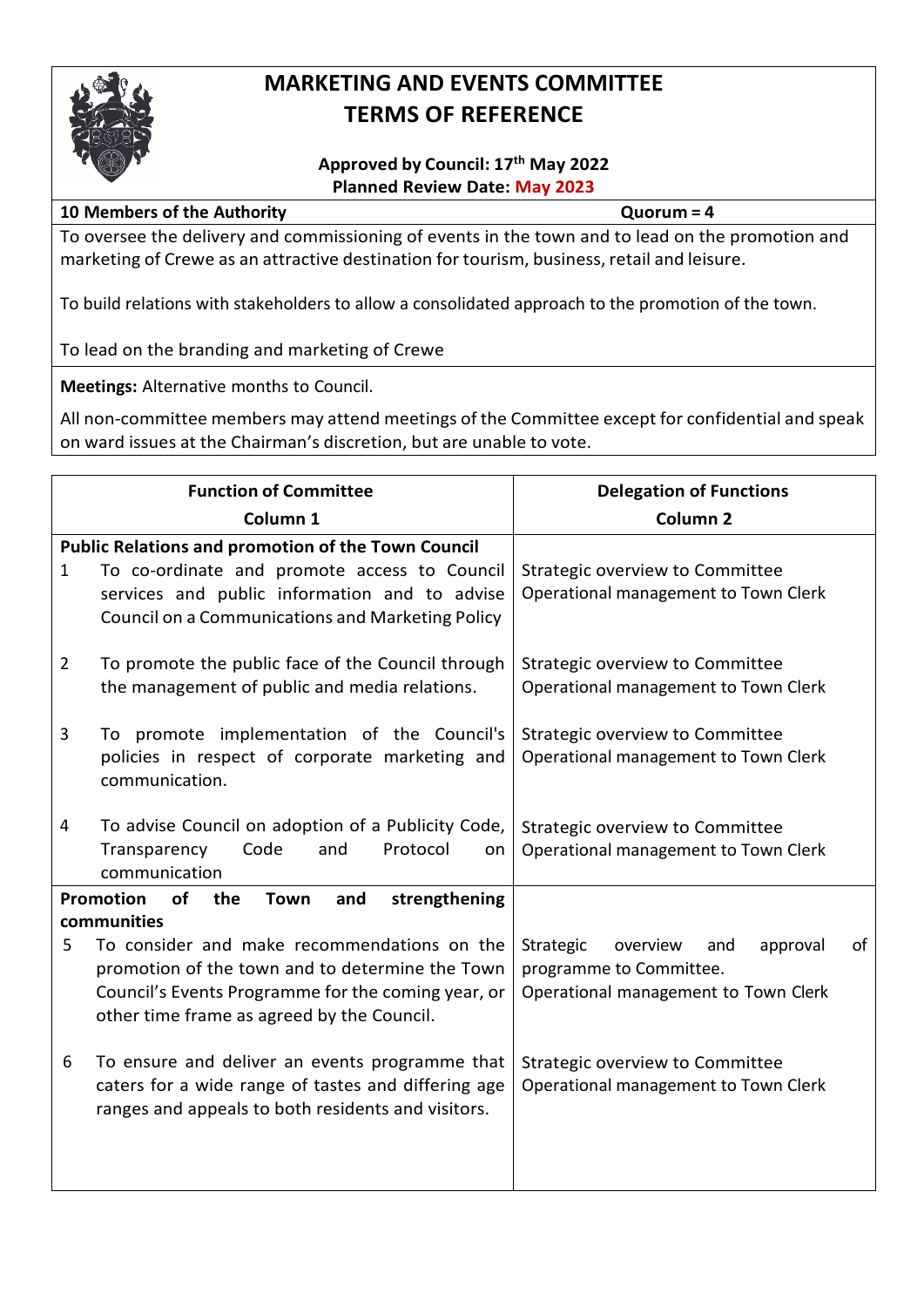# MARKETING AND EVENTS COMMITTEE
# TERMS OF REFERENCE

**Approved by Council: 17th May 2022**
**Planned Review Date: May 2023**

**10 Members of the Authority** **Quorum = 4**

To oversee the delivery and commissioning of events in the town and to lead on the promotion and marketing of Crewe as an attractive destination for tourism, business, retail and leisure.

To build relations with stakeholders to allow a consolidated approach to the promotion of the town.

To lead on the branding and marketing of Crewe

**Meetings:** Alternative months to Council.

All non-committee members may attend meetings of the Committee except for confidential and speak on ward issues at the Chairman's discretion, but are unable to vote.

| **Function of Committee**<br>**Column 1** | **Delegation of Functions**<br>**Column 2** |
|---|---|
| **Public Relations and promotion of the Town Council** | |
| 1 To co-ordinate and promote access to Council services and public information and to advise Council on a Communications and Marketing Policy | Strategic overview to Committee<br>Operational management to Town Clerk |
| 2 To promote the public face of the Council through the management of public and media relations. | Strategic overview to Committee<br>Operational management to Town Clerk |
| 3 To promote implementation of the Council's policies in respect of corporate marketing and communication. | Strategic overview to Committee<br>Operational management to Town Clerk |
| 4 To advise Council on adoption of a Publicity Code, Transparency Code and Protocol on communication | Strategic overview to Committee<br>Operational management to Town Clerk |
| **Promotion of the Town and strengthening communities** | |
| 5 To consider and make recommendations on the promotion of the town and to determine the Town Council's Events Programme for the coming year, or other time frame as agreed by the Council. | Strategic overview and approval of programme to Committee.<br>Operational management to Town Clerk |
| 6 To ensure and deliver an events programme that caters for a wide range of tastes and differing age ranges and appeals to both residents and visitors. | Strategic overview to Committee<br>Operational management to Town Clerk |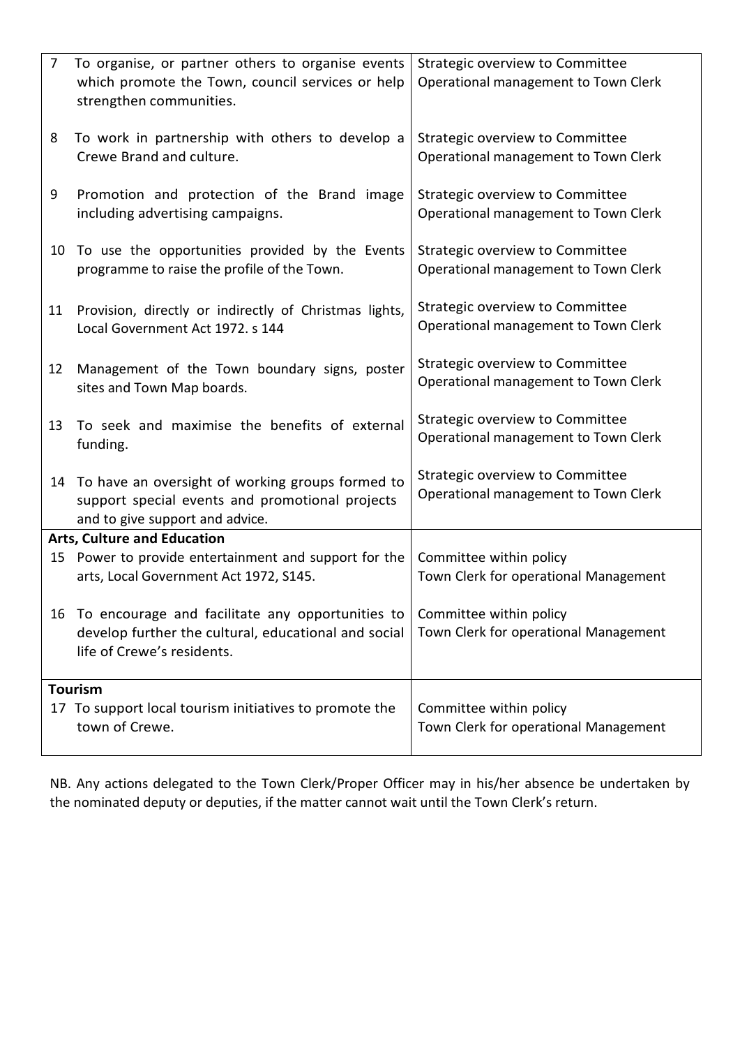| | | |
|---|---|---|
| 7 | To organise, or partner others to organise events which promote the Town, council services or help strengthen communities. | Strategic overview to Committee<br>Operational management to Town Clerk |
| 8 | To work in partnership with others to develop a Crewe Brand and culture. | Strategic overview to Committee<br>Operational management to Town Clerk |
| 9 | Promotion and protection of the Brand image including advertising campaigns. | Strategic overview to Committee<br>Operational management to Town Clerk |
| 10 | To use the opportunities provided by the Events programme to raise the profile of the Town. | Strategic overview to Committee<br>Operational management to Town Clerk |
| 11 | Provision, directly or indirectly of Christmas lights, Local Government Act 1972. s 144 | Strategic overview to Committee<br>Operational management to Town Clerk |
| 12 | Management of the Town boundary signs, poster sites and Town Map boards. | Strategic overview to Committee<br>Operational management to Town Clerk |
| 13 | To seek and maximise the benefits of external funding. | Strategic overview to Committee<br>Operational management to Town Clerk |
| 14 | To have an oversight of working groups formed to support special events and promotional projects and to give support and advice. | Strategic overview to Committee<br>Operational management to Town Clerk |
| **Arts, Culture and Education** | | |
| 15 | Power to provide entertainment and support for the arts, Local Government Act 1972, S145. | Committee within policy<br>Town Clerk for operational Management |
| 16 | To encourage and facilitate any opportunities to develop further the cultural, educational and social life of Crewe's residents. | Committee within policy<br>Town Clerk for operational Management |
| **Tourism** | | |
| 17 | To support local tourism initiatives to promote the town of Crewe. | Committee within policy<br>Town Clerk for operational Management |

NB. Any actions delegated to the Town Clerk/Proper Officer may in his/her absence be undertaken by the nominated deputy or deputies, if the matter cannot wait until the Town Clerk's return.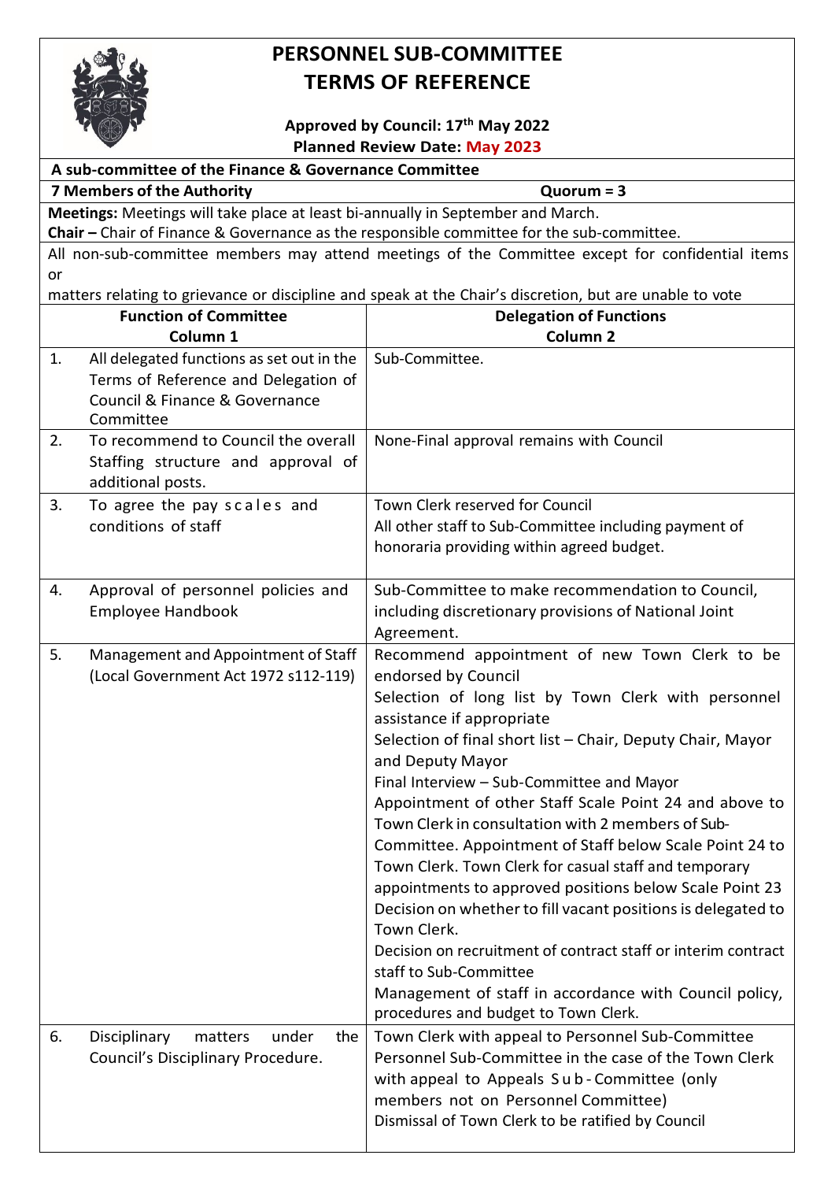# PERSONNEL SUB-COMMITTEE
# TERMS OF REFERENCE

**Approved by Council: 17th May 2022**
**Planned Review Date: May 2023**

**A sub-committee of the Finance & Governance Committee**

**7 Members of the Authority** — **Quorum = 3**

**Meetings:** Meetings will take place at least bi-annually in September and March.
**Chair –** Chair of Finance & Governance as the responsible committee for the sub-committee.

All non-sub-committee members may attend meetings of the Committee except for confidential items or matters relating to grievance or discipline and speak at the Chair's discretion, but are unable to vote

| | Function of Committee<br>Column 1 | Delegation of Functions<br>Column 2 |
|---|---|---|
| 1. | All delegated functions as set out in the Terms of Reference and Delegation of Council & Finance & Governance Committee | Sub-Committee. |
| 2. | To recommend to Council the overall Staffing structure and approval of additional posts. | None-Final approval remains with Council |
| 3. | To agree the pay scales and conditions of staff | Town Clerk reserved for Council<br>All other staff to Sub-Committee including payment of honoraria providing within agreed budget. |
| 4. | Approval of personnel policies and Employee Handbook | Sub-Committee to make recommendation to Council, including discretionary provisions of National Joint Agreement. |
| 5. | Management and Appointment of Staff (Local Government Act 1972 s112-119) | Recommend appointment of new Town Clerk to be endorsed by Council<br>Selection of long list by Town Clerk with personnel assistance if appropriate<br>Selection of final short list – Chair, Deputy Chair, Mayor and Deputy Mayor<br>Final Interview – Sub-Committee and Mayor<br>Appointment of other Staff Scale Point 24 and above to Town Clerk in consultation with 2 members of Sub-Committee. Appointment of Staff below Scale Point 24 to Town Clerk. Town Clerk for casual staff and temporary appointments to approved positions below Scale Point 23<br>Decision on whether to fill vacant positions is delegated to Town Clerk.<br>Decision on recruitment of contract staff or interim contract staff to Sub-Committee<br>Management of staff in accordance with Council policy, procedures and budget to Town Clerk. |
| 6. | Disciplinary matters under the Council's Disciplinary Procedure. | Town Clerk with appeal to Personnel Sub-Committee<br>Personnel Sub-Committee in the case of the Town Clerk with appeal to Appeals Sub-Committee (only members not on Personnel Committee)<br>Dismissal of Town Clerk to be ratified by Council |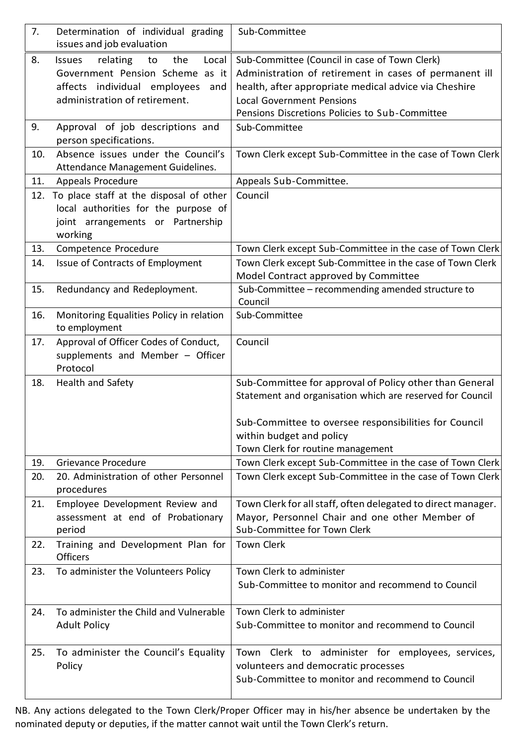| | |
|---|---|
| 7. Determination of individual grading issues and job evaluation | Sub-Committee |
| 8. Issues relating to the Local Government Pension Scheme as it affects individual employees and administration of retirement. | Sub-Committee (Council in case of Town Clerk)<br>Administration of retirement in cases of permanent ill health, after appropriate medical advice via Cheshire Local Government Pensions<br>Pensions Discretions Policies to Sub-Committee |
| 9. Approval of job descriptions and person specifications. | Sub-Committee |
| 10. Absence issues under the Council's Attendance Management Guidelines. | Town Clerk except Sub-Committee in the case of Town Clerk |
| 11. Appeals Procedure | Appeals Sub-Committee. |
| 12. To place staff at the disposal of other local authorities for the purpose of joint arrangements or Partnership working | Council |
| 13. Competence Procedure | Town Clerk except Sub-Committee in the case of Town Clerk |
| 14. Issue of Contracts of Employment | Town Clerk except Sub-Committee in the case of Town Clerk<br>Model Contract approved by Committee |
| 15. Redundancy and Redeployment. | Sub-Committee – recommending amended structure to Council |
| 16. Monitoring Equalities Policy in relation to employment | Sub-Committee |
| 17. Approval of Officer Codes of Conduct, supplements and Member – Officer Protocol | Council |
| 18. Health and Safety | Sub-Committee for approval of Policy other than General Statement and organisation which are reserved for Council<br><br>Sub-Committee to oversee responsibilities for Council within budget and policy<br>Town Clerk for routine management |
| 19. Grievance Procedure | Town Clerk except Sub-Committee in the case of Town Clerk |
| 20. 20. Administration of other Personnel procedures | Town Clerk except Sub-Committee in the case of Town Clerk |
| 21. Employee Development Review and assessment at end of Probationary period | Town Clerk for all staff, often delegated to direct manager.<br>Mayor, Personnel Chair and one other Member of Sub-Committee for Town Clerk |
| 22. Training and Development Plan for Officers | Town Clerk |
| 23. To administer the Volunteers Policy | Town Clerk to administer<br>Sub-Committee to monitor and recommend to Council |
| 24. To administer the Child and Vulnerable Adult Policy | Town Clerk to administer<br>Sub-Committee to monitor and recommend to Council |
| 25. To administer the Council's Equality Policy | Town Clerk to administer for employees, services, volunteers and democratic processes<br>Sub-Committee to monitor and recommend to Council |

NB. Any actions delegated to the Town Clerk/Proper Officer may in his/her absence be undertaken by the nominated deputy or deputies, if the matter cannot wait until the Town Clerk's return.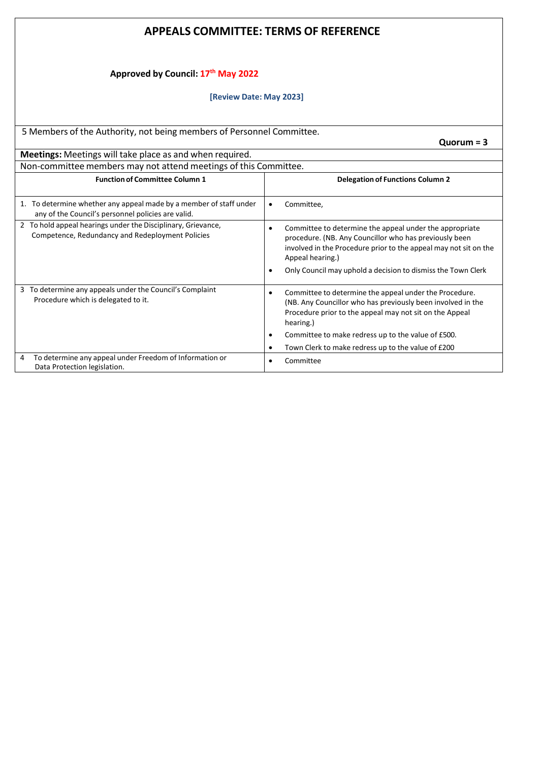# APPEALS COMMITTEE: TERMS OF REFERENCE

**Approved by Council: 17th May 2022**

**[Review Date: May 2023]**

5 Members of the Authority, not being members of Personnel Committee.

**Quorum = 3**

**Meetings:** Meetings will take place as and when required.

Non-committee members may not attend meetings of this Committee.

| Function of Committee Column 1 | Delegation of Functions Column 2 |
|---|---|
| 1. To determine whether any appeal made by a member of staff under any of the Council's personnel policies are valid. | • Committee, |
| 2 To hold appeal hearings under the Disciplinary, Grievance, Competence, Redundancy and Redeployment Policies | • Committee to determine the appeal under the appropriate procedure. (NB. Any Councillor who has previously been involved in the Procedure prior to the appeal may not sit on the Appeal hearing.)<br>• Only Council may uphold a decision to dismiss the Town Clerk |
| 3 To determine any appeals under the Council's Complaint Procedure which is delegated to it. | • Committee to determine the appeal under the Procedure. (NB. Any Councillor who has previously been involved in the Procedure prior to the appeal may not sit on the Appeal hearing.)<br>• Committee to make redress up to the value of £500.<br>• Town Clerk to make redress up to the value of £200 |
| 4 To determine any appeal under Freedom of Information or Data Protection legislation. | • Committee |